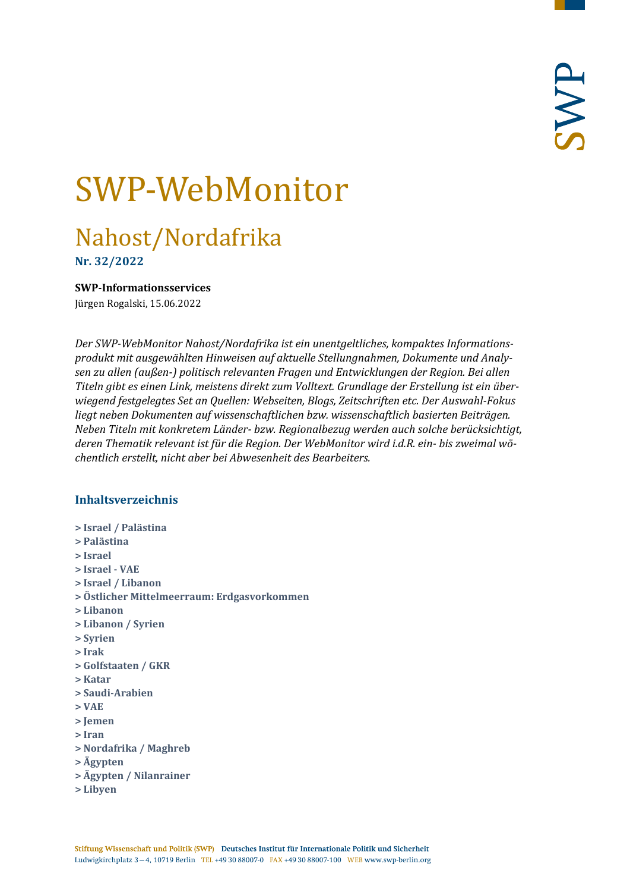# SWP-WebMonitor

## Nahost/Nordafrika

**Nr. 32/2022**

**SWP-Informationsservices**

Jürgen Rogalski, 15.06.2022

*Der SWP-WebMonitor Nahost/Nordafrika ist ein unentgeltliches, kompaktes Informationsprodukt mit ausgewählten Hinweisen auf aktuelle Stellungnahmen, Dokumente und Analysen zu allen (außen-) politisch relevanten Fragen und Entwicklungen der Region. Bei allen Titeln gibt es einen Link, meistens direkt zum Volltext. Grundlage der Erstellung ist ein überwiegend festgelegtes Set an Quellen: Webseiten, Blogs, Zeitschriften etc. Der Auswahl-Fokus liegt neben Dokumenten auf wissenschaftlichen bzw. wissenschaftlich basierten Beiträgen. Neben Titeln mit konkretem Länder- bzw. Regionalbezug werden auch solche berücksichtigt, deren Thematik relevant ist für die Region. Der WebMonitor wird i.d.R. ein- bis zweimal wöchentlich erstellt, nicht aber bei Abwesenheit des Bearbeiters.*

### Inhaltsverzeichnis

**> Israel / Palästina**
**> Palästina**
**> Israel**
**> Israel - VAE**
**> Israel / Libanon**
**> Östlicher Mittelmeerraum: Erdgasvorkommen**
**> Libanon**
**> Libanon / Syrien**
**> Syrien**
**> Irak**
**> Golfstaaten / GKR**
**> Katar**
**> Saudi-Arabien**
**> VAE**
**> Jemen**
**> Iran**
**> Nordafrika / Maghreb**
**> Ägypten**
**> Ägypten / Nilanrainer**
**> Libyen**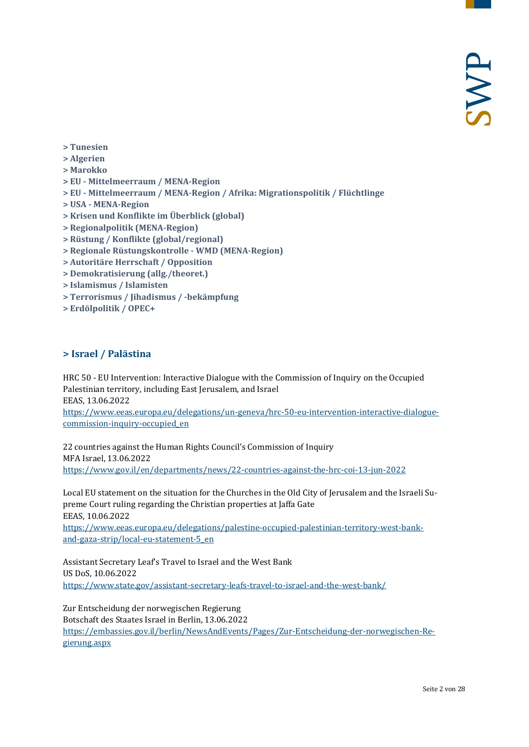**> Tunesien**
**> Algerien**
**> Marokko**
**> EU - Mittelmeerraum / MENA-Region**
**> EU - Mittelmeerraum / MENA-Region / Afrika: Migrationspolitik / Flüchtlinge**
**> USA - MENA-Region**
**> Krisen und Konflikte im Überblick (global)**
**> Regionalpolitik (MENA-Region)**
**> Rüstung / Konflikte (global/regional)**
**> Regionale Rüstungskontrolle - WMD (MENA-Region)**
**> Autoritäre Herrschaft / Opposition**
**> Demokratisierung (allg./theoret.)**
**> Islamismus / Islamisten**
**> Terrorismus / Jihadismus / -bekämpfung**
**> Erdölpolitik / OPEC+**

## > Israel / Palästina

HRC 50 - EU Intervention: Interactive Dialogue with the Commission of Inquiry on the Occupied Palestinian territory, including East Jerusalem, and Israel
EEAS, 13.06.2022
https://www.eeas.europa.eu/delegations/un-geneva/hrc-50-eu-intervention-interactive-dialogue-commission-inquiry-occupied_en

22 countries against the Human Rights Council's Commission of Inquiry
MFA Israel, 13.06.2022
https://www.gov.il/en/departments/news/22-countries-against-the-hrc-coi-13-jun-2022

Local EU statement on the situation for the Churches in the Old City of Jerusalem and the Israeli Supreme Court ruling regarding the Christian properties at Jaffa Gate
EEAS, 10.06.2022
https://www.eeas.europa.eu/delegations/palestine-occupied-palestinian-territory-west-bank-and-gaza-strip/local-eu-statement-5_en

Assistant Secretary Leaf's Travel to Israel and the West Bank
US DoS, 10.06.2022
https://www.state.gov/assistant-secretary-leafs-travel-to-israel-and-the-west-bank/

Zur Entscheidung der norwegischen Regierung
Botschaft des Staates Israel in Berlin, 13.06.2022
https://embassies.gov.il/berlin/NewsAndEvents/Pages/Zur-Entscheidung-der-norwegischen-Regierung.aspx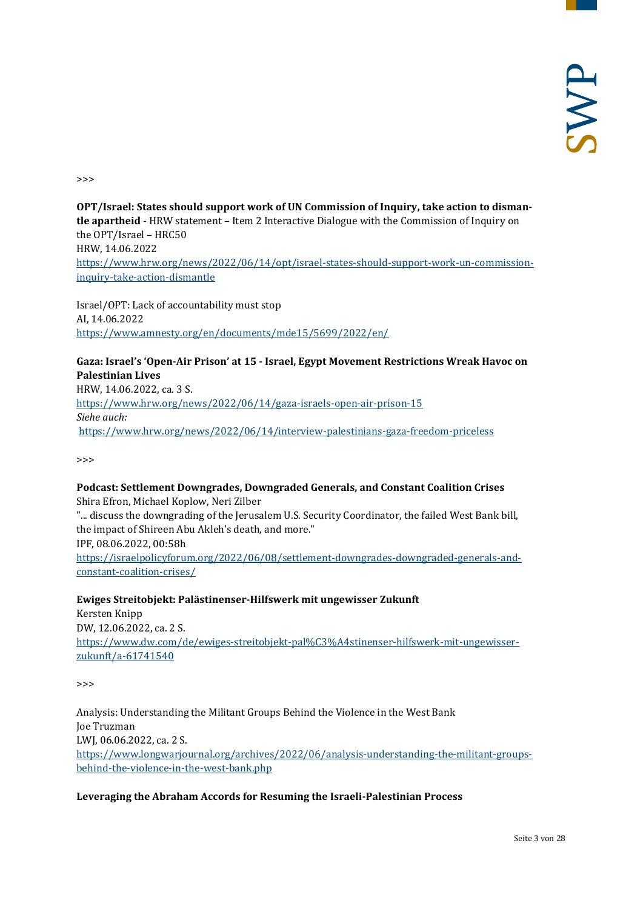>>>

**OPT/Israel: States should support work of UN Commission of Inquiry, take action to dismantle apartheid** - HRW statement – Item 2 Interactive Dialogue with the Commission of Inquiry on the OPT/Israel – HRC50
HRW, 14.06.2022
https://www.hrw.org/news/2022/06/14/opt/israel-states-should-support-work-un-commission-inquiry-take-action-dismantle

Israel/OPT: Lack of accountability must stop
AI, 14.06.2022
https://www.amnesty.org/en/documents/mde15/5699/2022/en/

**Gaza: Israel's 'Open-Air Prison' at 15 - Israel, Egypt Movement Restrictions Wreak Havoc on Palestinian Lives**
HRW, 14.06.2022, ca. 3 S.
https://www.hrw.org/news/2022/06/14/gaza-israels-open-air-prison-15
*Siehe auch:*
https://www.hrw.org/news/2022/06/14/interview-palestinians-gaza-freedom-priceless

>>>

**Podcast: Settlement Downgrades, Downgraded Generals, and Constant Coalition Crises**
Shira Efron, Michael Koplow, Neri Zilber
"... discuss the downgrading of the Jerusalem U.S. Security Coordinator, the failed West Bank bill, the impact of Shireen Abu Akleh's death, and more."
IPF, 08.06.2022, 00:58h
https://israelpolicyforum.org/2022/06/08/settlement-downgrades-downgraded-generals-and-constant-coalition-crises/

**Ewiges Streitobjekt: Palästinenser-Hilfswerk mit ungewisser Zukunft**
Kersten Knipp
DW, 12.06.2022, ca. 2 S.
https://www.dw.com/de/ewiges-streitobjekt-pal%C3%A4stinenser-hilfswerk-mit-ungewisser-zukunft/a-61741540

>>>

Analysis: Understanding the Militant Groups Behind the Violence in the West Bank
Joe Truzman
LWJ, 06.06.2022, ca. 2 S.
https://www.longwarjournal.org/archives/2022/06/analysis-understanding-the-militant-groups-behind-the-violence-in-the-west-bank.php

**Leveraging the Abraham Accords for Resuming the Israeli-Palestinian Process**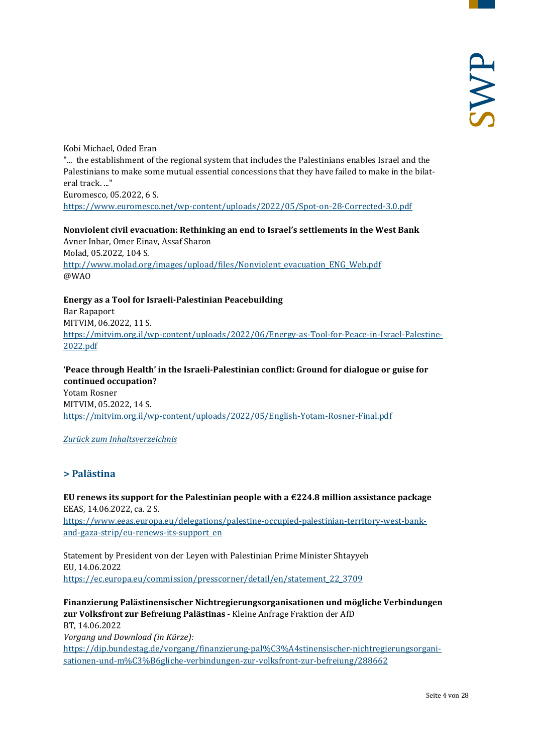Kobi Michael, Oded Eran
"... the establishment of the regional system that includes the Palestinians enables Israel and the Palestinians to make some mutual essential concessions that they have failed to make in the bilateral track. ..."
Euromesco, 05.2022, 6 S.
https://www.euromesco.net/wp-content/uploads/2022/05/Spot-on-28-Corrected-3.0.pdf

**Nonviolent civil evacuation: Rethinking an end to Israel's settlements in the West Bank**
Avner Inbar, Omer Einav, Assaf Sharon
Molad, 05.2022, 104 S.
http://www.molad.org/images/upload/files/Nonviolent_evacuation_ENG_Web.pdf
@WAO

**Energy as a Tool for Israeli-Palestinian Peacebuilding**
Bar Rapaport
MITVIM, 06.2022, 11 S.
https://mitvim.org.il/wp-content/uploads/2022/06/Energy-as-Tool-for-Peace-in-Israel-Palestine-2022.pdf

**'Peace through Health' in the Israeli-Palestinian conflict: Ground for dialogue or guise for continued occupation?**
Yotam Rosner
MITVIM, 05.2022, 14 S.
https://mitvim.org.il/wp-content/uploads/2022/05/English-Yotam-Rosner-Final.pdf

*Zurück zum Inhaltsverzeichnis*

## > Palästina

**EU renews its support for the Palestinian people with a €224.8 million assistance package**
EEAS, 14.06.2022, ca. 2 S.
https://www.eeas.europa.eu/delegations/palestine-occupied-palestinian-territory-west-bank-and-gaza-strip/eu-renews-its-support_en

Statement by President von der Leyen with Palestinian Prime Minister Shtayyeh
EU, 14.06.2022
https://ec.europa.eu/commission/presscorner/detail/en/statement_22_3709

**Finanzierung Palästinensischer Nichtregierungsorganisationen und mögliche Verbindungen zur Volksfront zur Befreiung Palästinas** - Kleine Anfrage Fraktion der AfD
BT, 14.06.2022
*Vorgang und Download (in Kürze):*
https://dip.bundestag.de/vorgang/finanzierung-pal%C3%A4stinensischer-nichtregierungsorganisationen-und-m%C3%B6gliche-verbindungen-zur-volksfront-zur-befreiung/288662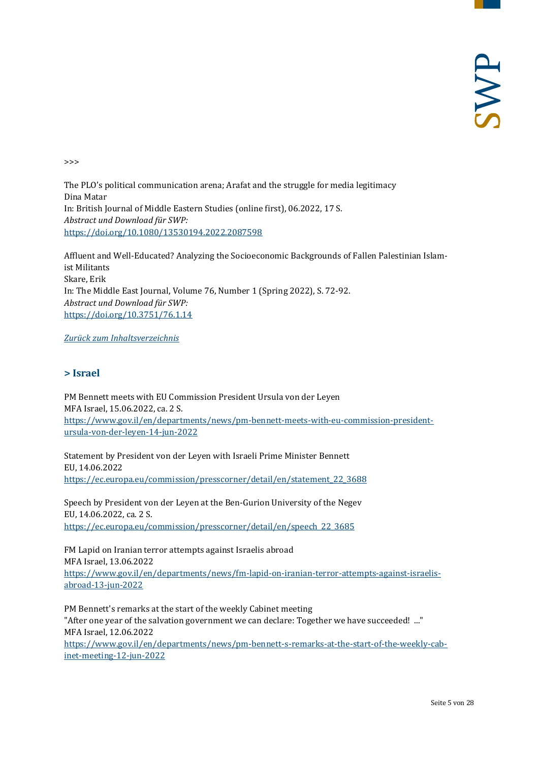>>>

The PLO's political communication arena; Arafat and the struggle for media legitimacy
Dina Matar
In: British Journal of Middle Eastern Studies (online first), 06.2022, 17 S.
*Abstract und Download für SWP:*
[https://doi.org/10.1080/13530194.2022.2087598](https://doi.org/10.1080/13530194.2022.2087598)

Affluent and Well-Educated? Analyzing the Socioeconomic Backgrounds of Fallen Palestinian Islamist Militants
Skare, Erik
In: The Middle East Journal, Volume 76, Number 1 (Spring 2022), S. 72-92.
*Abstract und Download für SWP:*
[https://doi.org/10.3751/76.1.14](https://doi.org/10.3751/76.1.14)

*Zurück zum Inhaltsverzeichnis*

## > Israel

PM Bennett meets with EU Commission President Ursula von der Leyen
MFA Israel, 15.06.2022, ca. 2 S.
[https://www.gov.il/en/departments/news/pm-bennett-meets-with-eu-commission-president-ursula-von-der-leyen-14-jun-2022](https://www.gov.il/en/departments/news/pm-bennett-meets-with-eu-commission-president-ursula-von-der-leyen-14-jun-2022)

Statement by President von der Leyen with Israeli Prime Minister Bennett
EU, 14.06.2022
[https://ec.europa.eu/commission/presscorner/detail/en/statement_22_3688](https://ec.europa.eu/commission/presscorner/detail/en/statement_22_3688)

Speech by President von der Leyen at the Ben-Gurion University of the Negev
EU, 14.06.2022, ca. 2 S.
[https://ec.europa.eu/commission/presscorner/detail/en/speech_22_3685](https://ec.europa.eu/commission/presscorner/detail/en/speech_22_3685)

FM Lapid on Iranian terror attempts against Israelis abroad
MFA Israel, 13.06.2022
[https://www.gov.il/en/departments/news/fm-lapid-on-iranian-terror-attempts-against-israelis-abroad-13-jun-2022](https://www.gov.il/en/departments/news/fm-lapid-on-iranian-terror-attempts-against-israelis-abroad-13-jun-2022)

PM Bennett's remarks at the start of the weekly Cabinet meeting
"After one year of the salvation government we can declare: Together we have succeeded! ..."
MFA Israel, 12.06.2022
[https://www.gov.il/en/departments/news/pm-bennett-s-remarks-at-the-start-of-the-weekly-cabinet-meeting-12-jun-2022](https://www.gov.il/en/departments/news/pm-bennett-s-remarks-at-the-start-of-the-weekly-cabinet-meeting-12-jun-2022)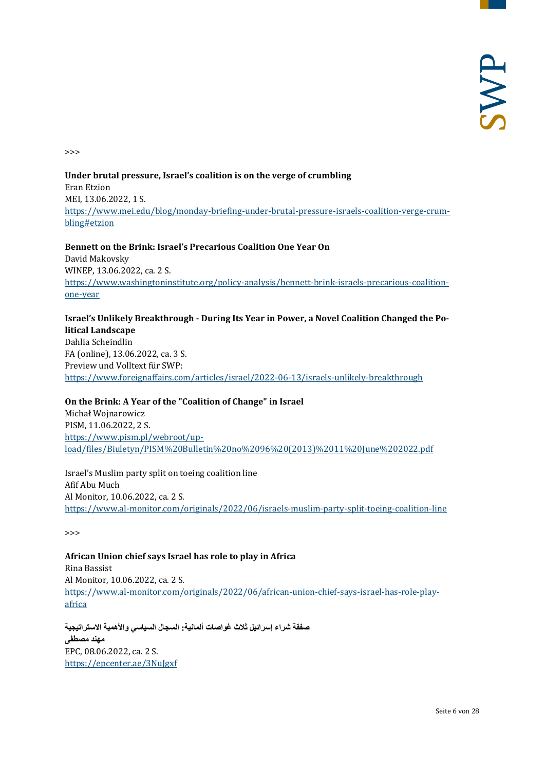>>>

**Under brutal pressure, Israel’s coalition is on the verge of crumbling**
Eran Etzion
MEI, 13.06.2022, 1 S.
https://www.mei.edu/blog/monday-briefing-under-brutal-pressure-israels-coalition-verge-crumbling#etzion

**Bennett on the Brink: Israel’s Precarious Coalition One Year On**
David Makovsky
WINEP, 13.06.2022, ca. 2 S.
https://www.washingtoninstitute.org/policy-analysis/bennett-brink-israels-precarious-coalition-one-year

**Israel’s Unlikely Breakthrough - During Its Year in Power, a Novel Coalition Changed the Political Landscape**
Dahlia Scheindlin
FA (online), 13.06.2022, ca. 3 S.
Preview und Volltext für SWP:
https://www.foreignaffairs.com/articles/israel/2022-06-13/israels-unlikely-breakthrough

**On the Brink: A Year of the "Coalition of Change" in Israel**
Michał Wojnarowicz
PISM, 11.06.2022, 2 S.
https://www.pism.pl/webroot/upload/files/Biuletyn/PISM%20Bulletin%20no%2096%20(2013)%2011%20June%202022.pdf

Israel’s Muslim party split on toeing coalition line
Afif Abu Much
Al Monitor, 10.06.2022, ca. 2 S.
https://www.al-monitor.com/originals/2022/06/israels-muslim-party-split-toeing-coalition-line

>>>

**African Union chief says Israel has role to play in Africa**
Rina Bassist
Al Monitor, 10.06.2022, ca. 2 S.
https://www.al-monitor.com/originals/2022/06/african-union-chief-says-israel-has-role-play-africa

**صفقة شراء إسرائيل ثلاث غواصات ألمانية: السجال السياسي والأهمية الاستراتيجية**
**مهند مصطفى**
EPC, 08.06.2022, ca. 2 S.
https://epcenter.ae/3NuJgxf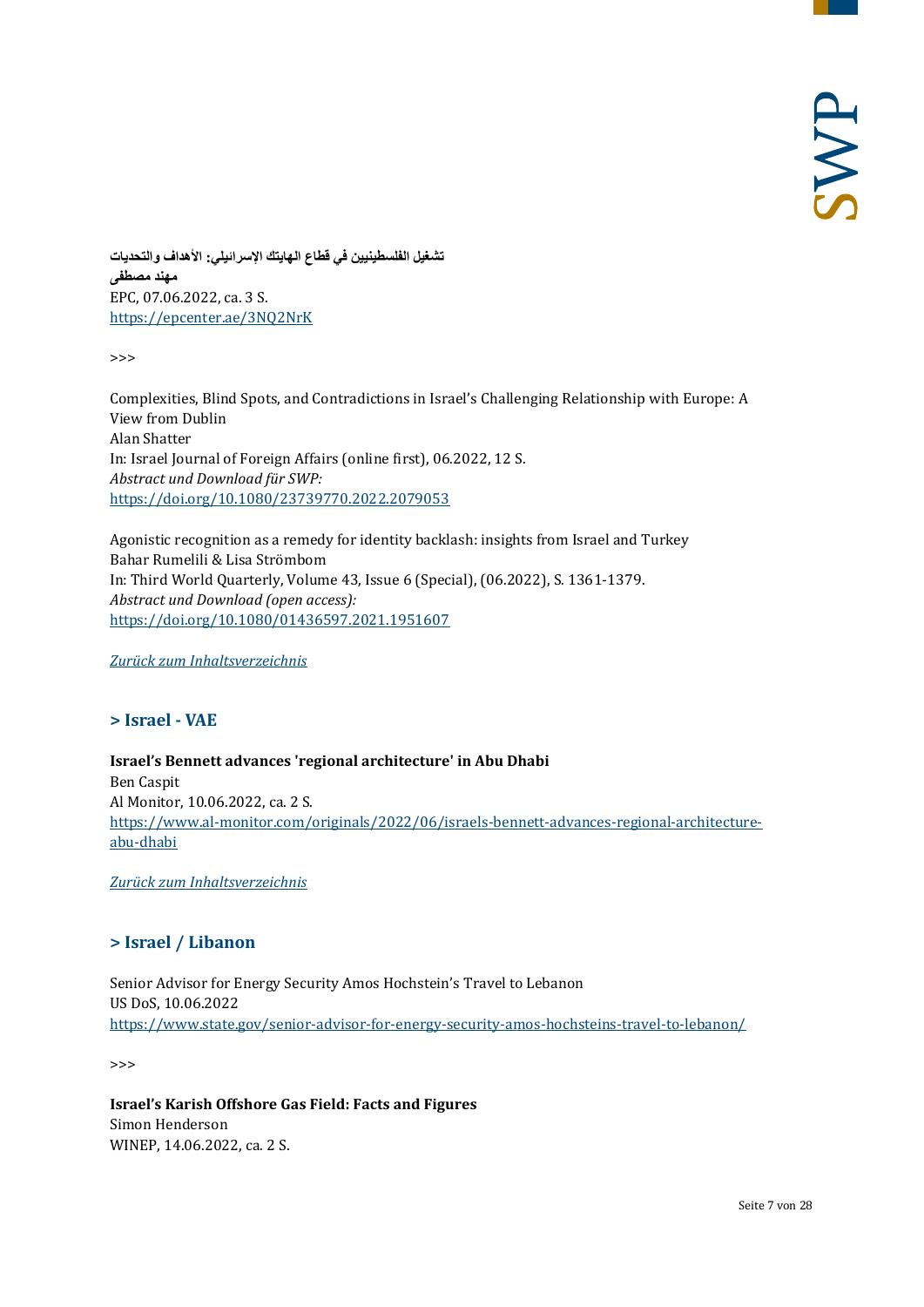**تشغيل الفلسطينيين في قطاع الهايتك الإسرائيلي: الأهداف والتحديات**
**مهند مصطفى**
EPC, 07.06.2022, ca. 3 S.
https://epcenter.ae/3NQ2NrK

>>>

Complexities, Blind Spots, and Contradictions in Israel's Challenging Relationship with Europe: A View from Dublin
Alan Shatter
In: Israel Journal of Foreign Affairs (online first), 06.2022, 12 S.
*Abstract und Download für SWP:*
https://doi.org/10.1080/23739770.2022.2079053

Agonistic recognition as a remedy for identity backlash: insights from Israel and Turkey
Bahar Rumelili & Lisa Strömbom
In: Third World Quarterly, Volume 43, Issue 6 (Special), (06.2022), S. 1361-1379.
*Abstract und Download (open access):*
https://doi.org/10.1080/01436597.2021.1951607

*Zurück zum Inhaltsverzeichnis*

## > Israel - VAE

**Israel's Bennett advances 'regional architecture' in Abu Dhabi**
Ben Caspit
Al Monitor, 10.06.2022, ca. 2 S.
https://www.al-monitor.com/originals/2022/06/israels-bennett-advances-regional-architecture-abu-dhabi

*Zurück zum Inhaltsverzeichnis*

## > Israel / Libanon

Senior Advisor for Energy Security Amos Hochstein's Travel to Lebanon
US DoS, 10.06.2022
https://www.state.gov/senior-advisor-for-energy-security-amos-hochsteins-travel-to-lebanon/

>>>

**Israel's Karish Offshore Gas Field: Facts and Figures**
Simon Henderson
WINEP, 14.06.2022, ca. 2 S.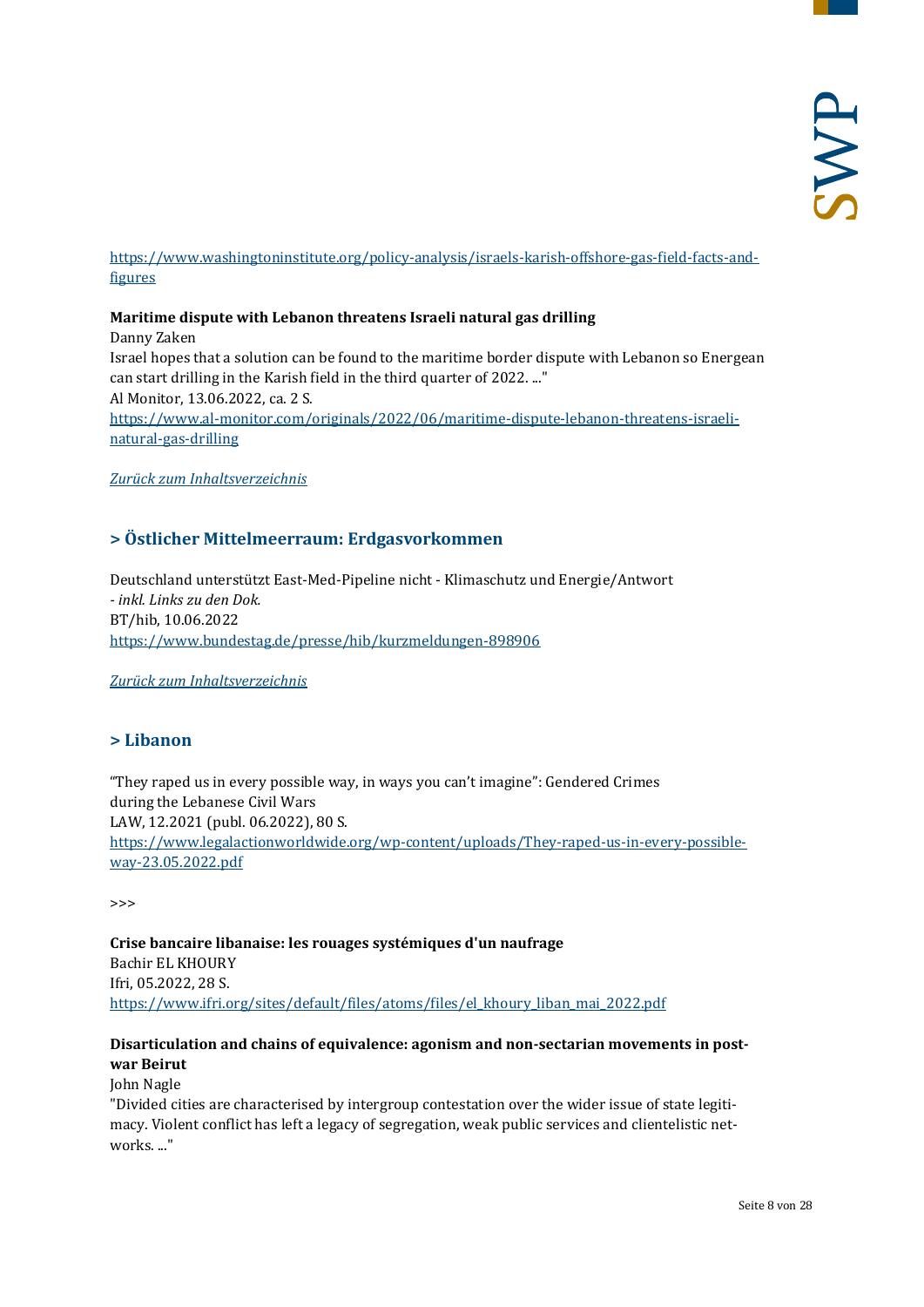https://www.washingtoninstitute.org/policy-analysis/israels-karish-offshore-gas-field-facts-and-figures

**Maritime dispute with Lebanon threatens Israeli natural gas drilling**
Danny Zaken
Israel hopes that a solution can be found to the maritime border dispute with Lebanon so Energean can start drilling in the Karish field in the third quarter of 2022. ..."
Al Monitor, 13.06.2022, ca. 2 S.
https://www.al-monitor.com/originals/2022/06/maritime-dispute-lebanon-threatens-israeli-natural-gas-drilling

*Zurück zum Inhaltsverzeichnis*

## > Östlicher Mittelmeerraum: Erdgasvorkommen

Deutschland unterstützt East-Med-Pipeline nicht - Klimaschutz und Energie/Antwort
*- inkl. Links zu den Dok.*
BT/hib, 10.06.2022
https://www.bundestag.de/presse/hib/kurzmeldungen-898906

*Zurück zum Inhaltsverzeichnis*

## > Libanon

“They raped us in every possible way, in ways you can’t imagine”: Gendered Crimes during the Lebanese Civil Wars
LAW, 12.2021 (publ. 06.2022), 80 S.
https://www.legalactionworldwide.org/wp-content/uploads/They-raped-us-in-every-possible-way-23.05.2022.pdf

>>>

**Crise bancaire libanaise: les rouages systémiques d'un naufrage**
Bachir EL KHOURY
Ifri, 05.2022, 28 S.
https://www.ifri.org/sites/default/files/atoms/files/el_khoury_liban_mai_2022.pdf

**Disarticulation and chains of equivalence: agonism and non-sectarian movements in post-war Beirut**
John Nagle
"Divided cities are characterised by intergroup contestation over the wider issue of state legitimacy. Violent conflict has left a legacy of segregation, weak public services and clientelistic networks. ..."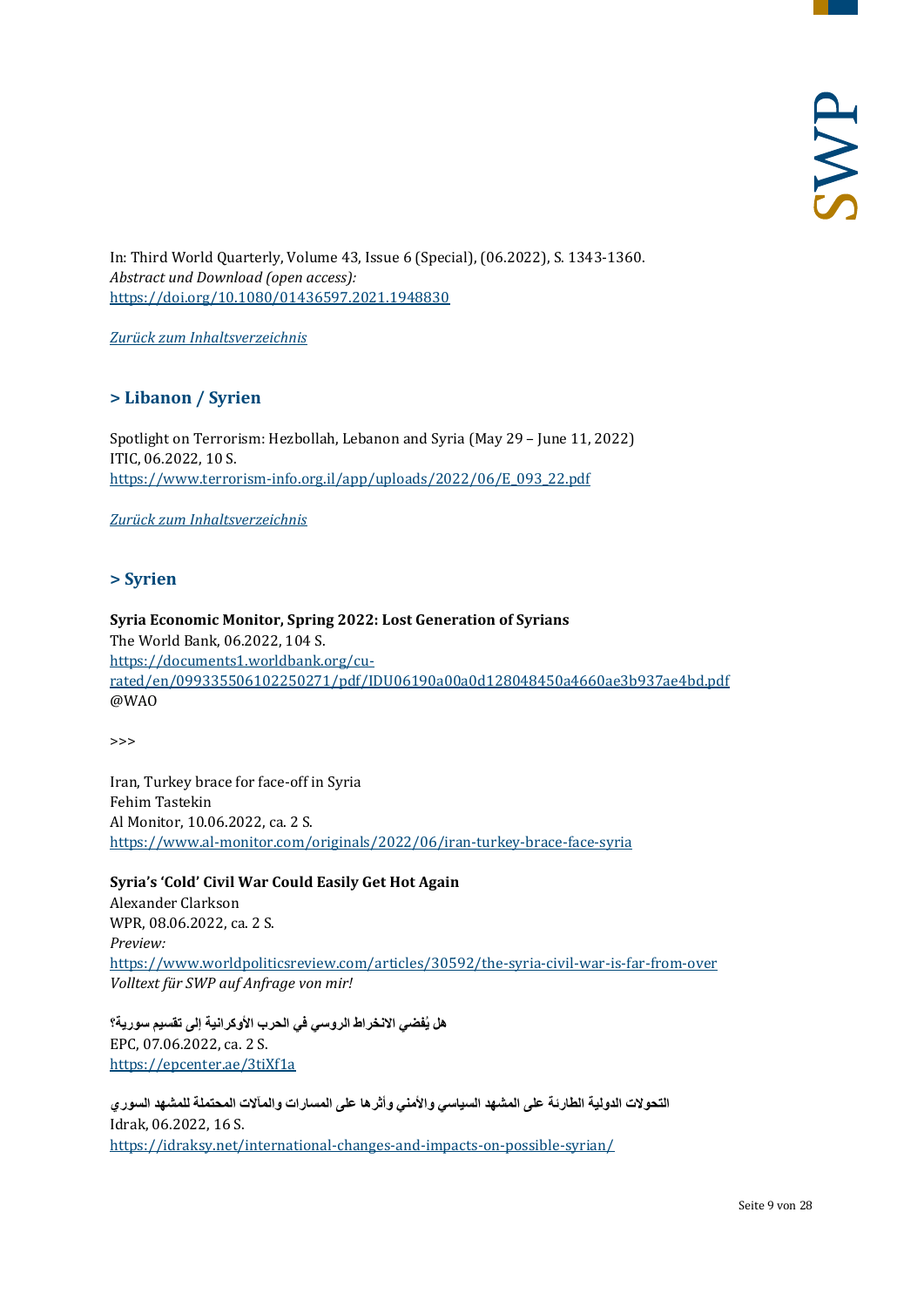In: Third World Quarterly, Volume 43, Issue 6 (Special), (06.2022), S. 1343-1360.
*Abstract und Download (open access):*
https://doi.org/10.1080/01436597.2021.1948830

*Zurück zum Inhaltsverzeichnis*

## > Libanon / Syrien

Spotlight on Terrorism: Hezbollah, Lebanon and Syria (May 29 – June 11, 2022)
ITIC, 06.2022, 10 S.
https://www.terrorism-info.org.il/app/uploads/2022/06/E_093_22.pdf

*Zurück zum Inhaltsverzeichnis*

## > Syrien

**Syria Economic Monitor, Spring 2022: Lost Generation of Syrians**
The World Bank, 06.2022, 104 S.
https://documents1.worldbank.org/curated/en/099335506102250271/pdf/IDU06190a00a0d128048450a4660ae3b937ae4bd.pdf
@WAO

>>>

Iran, Turkey brace for face-off in Syria
Fehim Tastekin
Al Monitor, 10.06.2022, ca. 2 S.
https://www.al-monitor.com/originals/2022/06/iran-turkey-brace-face-syria

**Syria's 'Cold' Civil War Could Easily Get Hot Again**
Alexander Clarkson
WPR, 08.06.2022, ca. 2 S.
*Preview:*
https://www.worldpoliticsreview.com/articles/30592/the-syria-civil-war-is-far-from-over
*Volltext für SWP auf Anfrage von mir!*

**هل يُفضي الانخراط الروسي في الحرب الأوكرانية إلى تقسيم سورية؟**
EPC, 07.06.2022, ca. 2 S.
https://epcenter.ae/3tiXf1a

**التحولات الدولية الطارئة على المشهد السياسي والأمني وأثرها على المسارات والمآلات المحتملة للمشهد السوري**
Idrak, 06.2022, 16 S.
https://idraksy.net/international-changes-and-impacts-on-possible-syrian/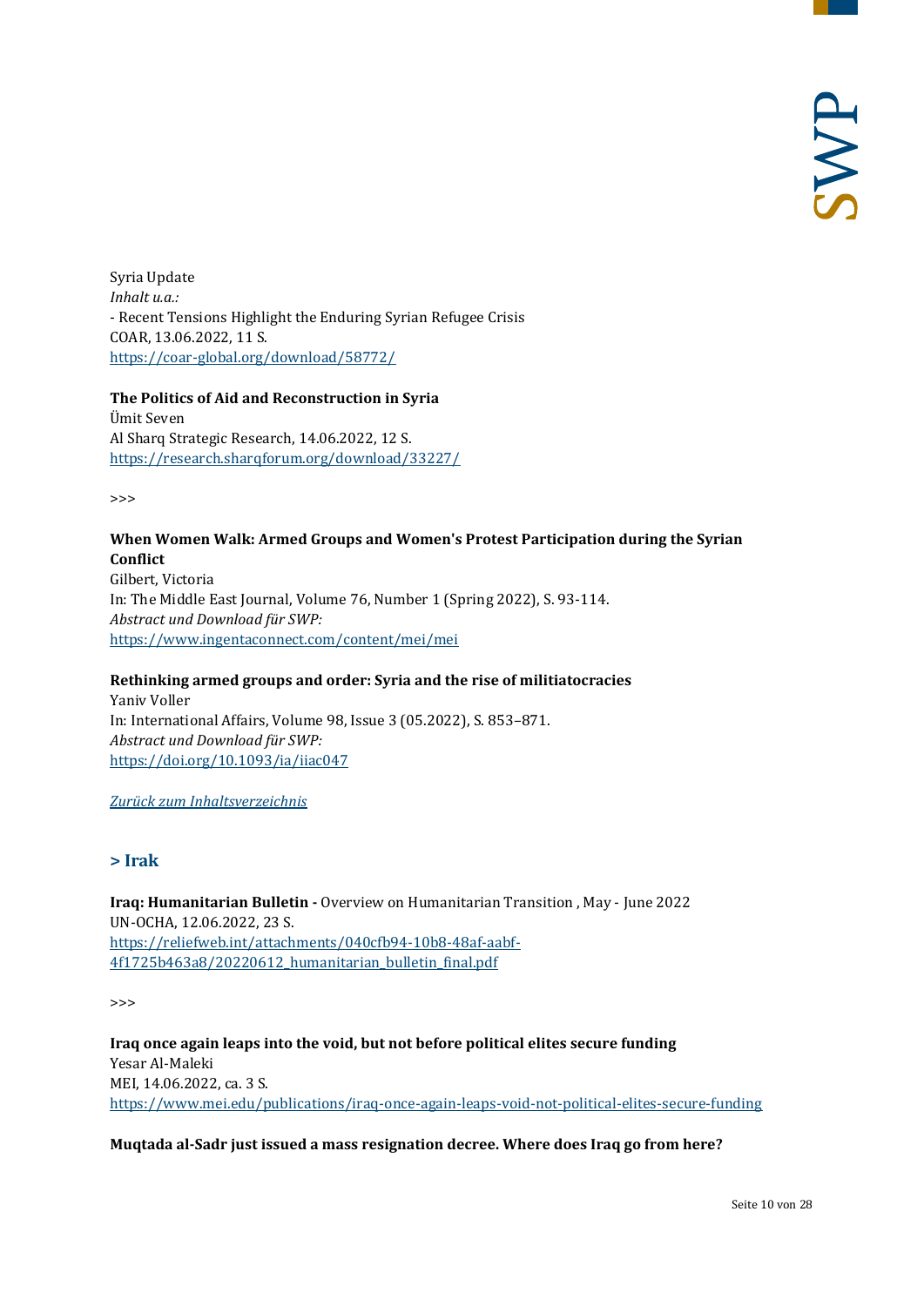Syria Update
*Inhalt u.a.:*
- Recent Tensions Highlight the Enduring Syrian Refugee Crisis
COAR, 13.06.2022, 11 S.
https://coar-global.org/download/58772/

**The Politics of Aid and Reconstruction in Syria**
Ümit Seven
Al Sharq Strategic Research, 14.06.2022, 12 S.
https://research.sharqforum.org/download/33227/

>>>

**When Women Walk: Armed Groups and Women's Protest Participation during the Syrian Conflict**
Gilbert, Victoria
In: The Middle East Journal, Volume 76, Number 1 (Spring 2022), S. 93-114.
*Abstract und Download für SWP:*
https://www.ingentaconnect.com/content/mei/mei

**Rethinking armed groups and order: Syria and the rise of militiatocracies**
Yaniv Voller
In: International Affairs, Volume 98, Issue 3 (05.2022), S. 853–871.
*Abstract und Download für SWP:*
https://doi.org/10.1093/ia/iiac047

*Zurück zum Inhaltsverzeichnis*

## > Irak

**Iraq: Humanitarian Bulletin -** Overview on Humanitarian Transition , May - June 2022
UN-OCHA, 12.06.2022, 23 S.
https://reliefweb.int/attachments/040cfb94-10b8-48af-aabf-4f1725b463a8/20220612_humanitarian_bulletin_final.pdf

>>>

**Iraq once again leaps into the void, but not before political elites secure funding**
Yesar Al-Maleki
MEI, 14.06.2022, ca. 3 S.
https://www.mei.edu/publications/iraq-once-again-leaps-void-not-political-elites-secure-funding

**Muqtada al-Sadr just issued a mass resignation decree. Where does Iraq go from here?**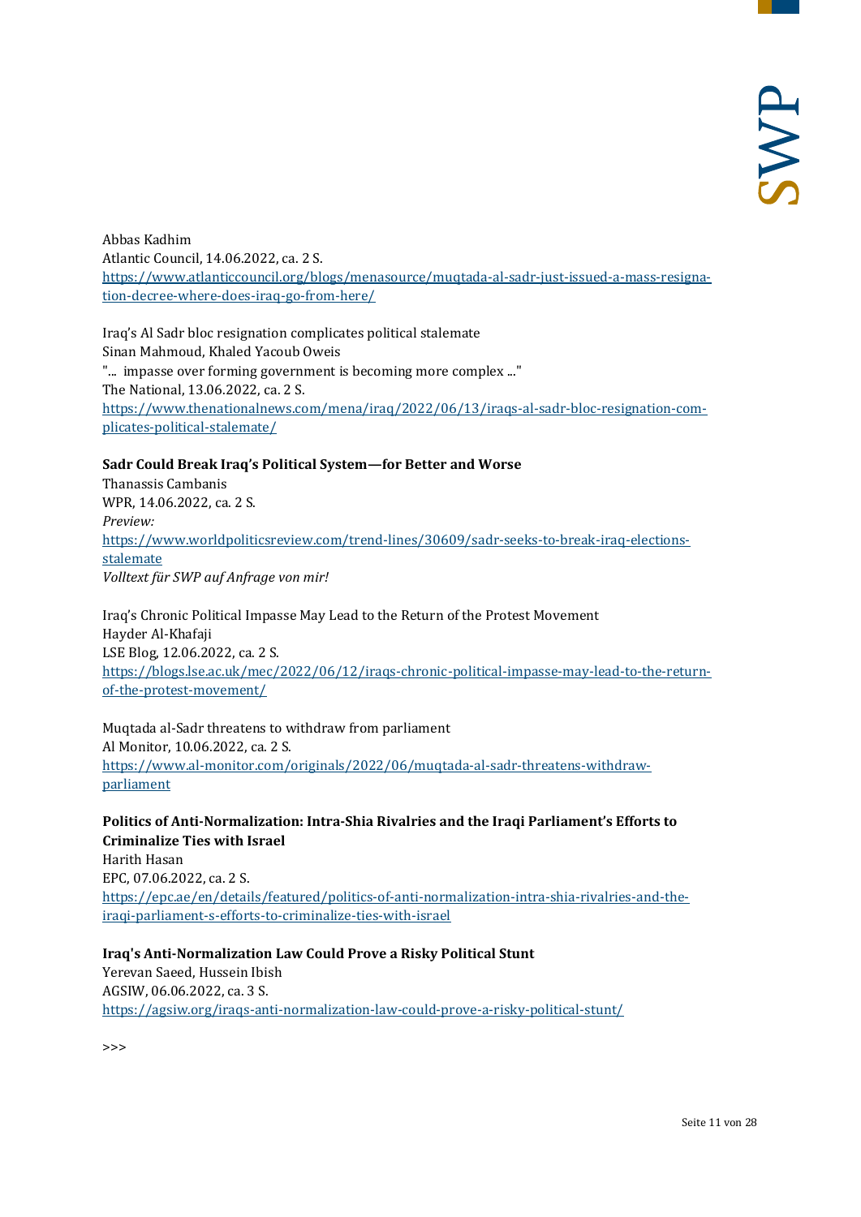Abbas Kadhim
Atlantic Council, 14.06.2022, ca. 2 S.
[https://www.atlanticcouncil.org/blogs/menasource/muqtada-al-sadr-just-issued-a-mass-resignation-decree-where-does-iraq-go-from-here/](https://www.atlanticcouncil.org/blogs/menasource/muqtada-al-sadr-just-issued-a-mass-resignation-decree-where-does-iraq-go-from-here/)

Iraq's Al Sadr bloc resignation complicates political stalemate
Sinan Mahmoud, Khaled Yacoub Oweis
"... impasse over forming government is becoming more complex ..."
The National, 13.06.2022, ca. 2 S.
[https://www.thenationalnews.com/mena/iraq/2022/06/13/iraqs-al-sadr-bloc-resignation-complicates-political-stalemate/](https://www.thenationalnews.com/mena/iraq/2022/06/13/iraqs-al-sadr-bloc-resignation-complicates-political-stalemate/)

**Sadr Could Break Iraq's Political System—for Better and Worse**
Thanassis Cambanis
WPR, 14.06.2022, ca. 2 S.
*Preview:*
[https://www.worldpoliticsreview.com/trend-lines/30609/sadr-seeks-to-break-iraq-elections-stalemate](https://www.worldpoliticsreview.com/trend-lines/30609/sadr-seeks-to-break-iraq-elections-stalemate)
*Volltext für SWP auf Anfrage von mir!*

Iraq's Chronic Political Impasse May Lead to the Return of the Protest Movement
Hayder Al-Khafaji
LSE Blog, 12.06.2022, ca. 2 S.
[https://blogs.lse.ac.uk/mec/2022/06/12/iraqs-chronic-political-impasse-may-lead-to-the-return-of-the-protest-movement/](https://blogs.lse.ac.uk/mec/2022/06/12/iraqs-chronic-political-impasse-may-lead-to-the-return-of-the-protest-movement/)

Muqtada al-Sadr threatens to withdraw from parliament
Al Monitor, 10.06.2022, ca. 2 S.
[https://www.al-monitor.com/originals/2022/06/muqtada-al-sadr-threatens-withdraw-parliament](https://www.al-monitor.com/originals/2022/06/muqtada-al-sadr-threatens-withdraw-parliament)

**Politics of Anti-Normalization: Intra-Shia Rivalries and the Iraqi Parliament's Efforts to Criminalize Ties with Israel**
Harith Hasan
EPC, 07.06.2022, ca. 2 S.
[https://epc.ae/en/details/featured/politics-of-anti-normalization-intra-shia-rivalries-and-the-iraqi-parliament-s-efforts-to-criminalize-ties-with-israel](https://epc.ae/en/details/featured/politics-of-anti-normalization-intra-shia-rivalries-and-the-iraqi-parliament-s-efforts-to-criminalize-ties-with-israel)

**Iraq's Anti-Normalization Law Could Prove a Risky Political Stunt**
Yerevan Saeed, Hussein Ibish
AGSIW, 06.06.2022, ca. 3 S.
[https://agsiw.org/iraqs-anti-normalization-law-could-prove-a-risky-political-stunt/](https://agsiw.org/iraqs-anti-normalization-law-could-prove-a-risky-political-stunt/)

>>>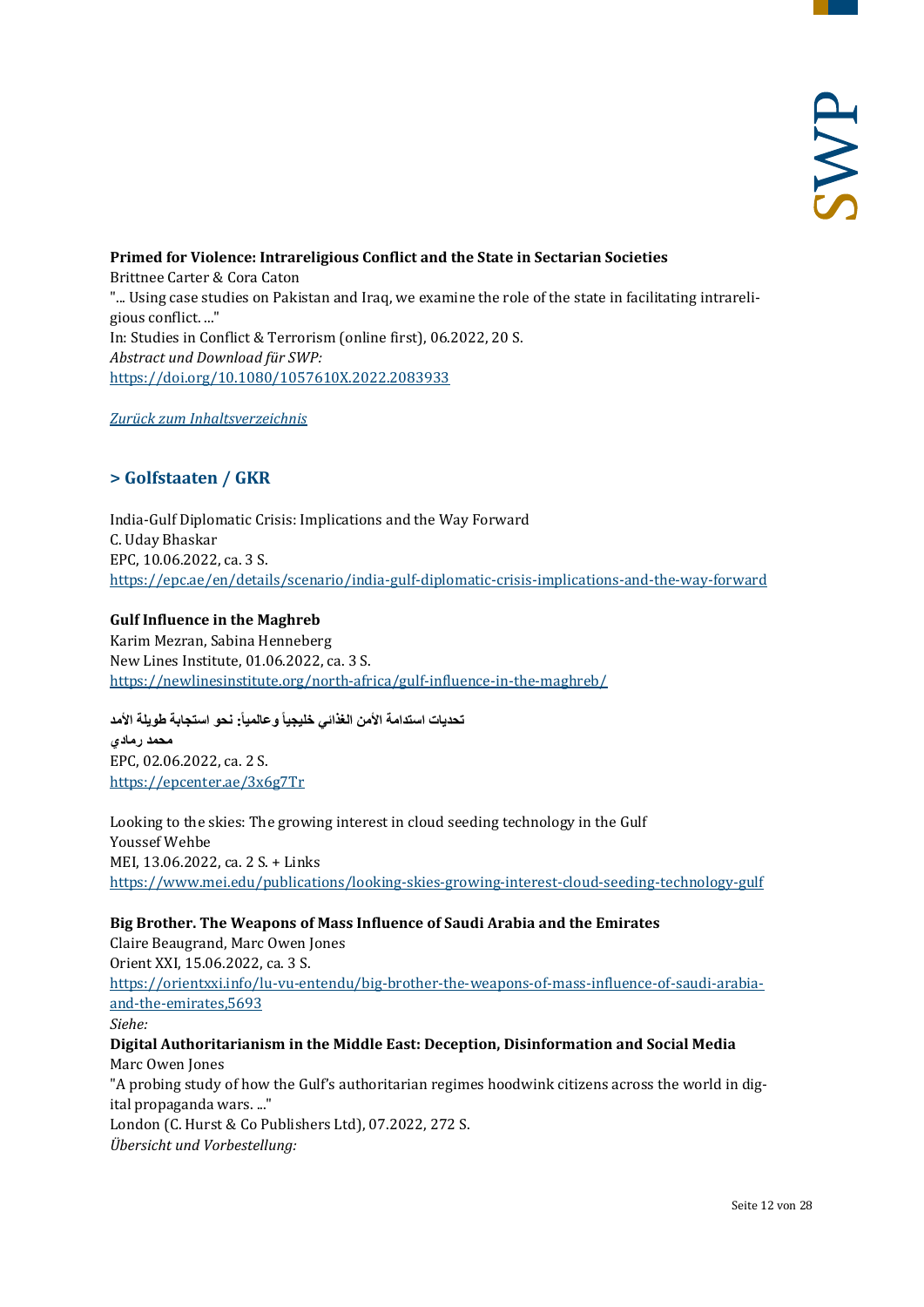**Primed for Violence: Intrareligious Conflict and the State in Sectarian Societies**
Brittnee Carter & Cora Caton
"... Using case studies on Pakistan and Iraq, we examine the role of the state in facilitating intrareligious conflict. ..."
In: Studies in Conflict & Terrorism (online first), 06.2022, 20 S.
*Abstract und Download für SWP:*
https://doi.org/10.1080/1057610X.2022.2083933

*Zurück zum Inhaltsverzeichnis*

## > Golfstaaten / GKR

India-Gulf Diplomatic Crisis: Implications and the Way Forward
C. Uday Bhaskar
EPC, 10.06.2022, ca. 3 S.
https://epc.ae/en/details/scenario/india-gulf-diplomatic-crisis-implications-and-the-way-forward

**Gulf Influence in the Maghreb**
Karim Mezran, Sabina Henneberg
New Lines Institute, 01.06.2022, ca. 3 S.
https://newlinesinstitute.org/north-africa/gulf-influence-in-the-maghreb/

**تحديات استدامة الأمن الغذائي خليجياً وعالمياً: نحو استجابة طويلة الأمد**
**محمد رمادي**
EPC, 02.06.2022, ca. 2 S.
https://epcenter.ae/3x6g7Tr

Looking to the skies: The growing interest in cloud seeding technology in the Gulf
Youssef Wehbe
MEI, 13.06.2022, ca. 2 S. + Links
https://www.mei.edu/publications/looking-skies-growing-interest-cloud-seeding-technology-gulf

**Big Brother. The Weapons of Mass Influence of Saudi Arabia and the Emirates**
Claire Beaugrand, Marc Owen Jones
Orient XXI, 15.06.2022, ca. 3 S.
https://orientxxi.info/lu-vu-entendu/big-brother-the-weapons-of-mass-influence-of-saudi-arabia-and-the-emirates,5693
*Siehe:*
**Digital Authoritarianism in the Middle East: Deception, Disinformation and Social Media**
Marc Owen Jones
"A probing study of how the Gulf's authoritarian regimes hoodwink citizens across the world in digital propaganda wars. ..."
London (C. Hurst & Co Publishers Ltd), 07.2022, 272 S.
*Übersicht und Vorbestellung:*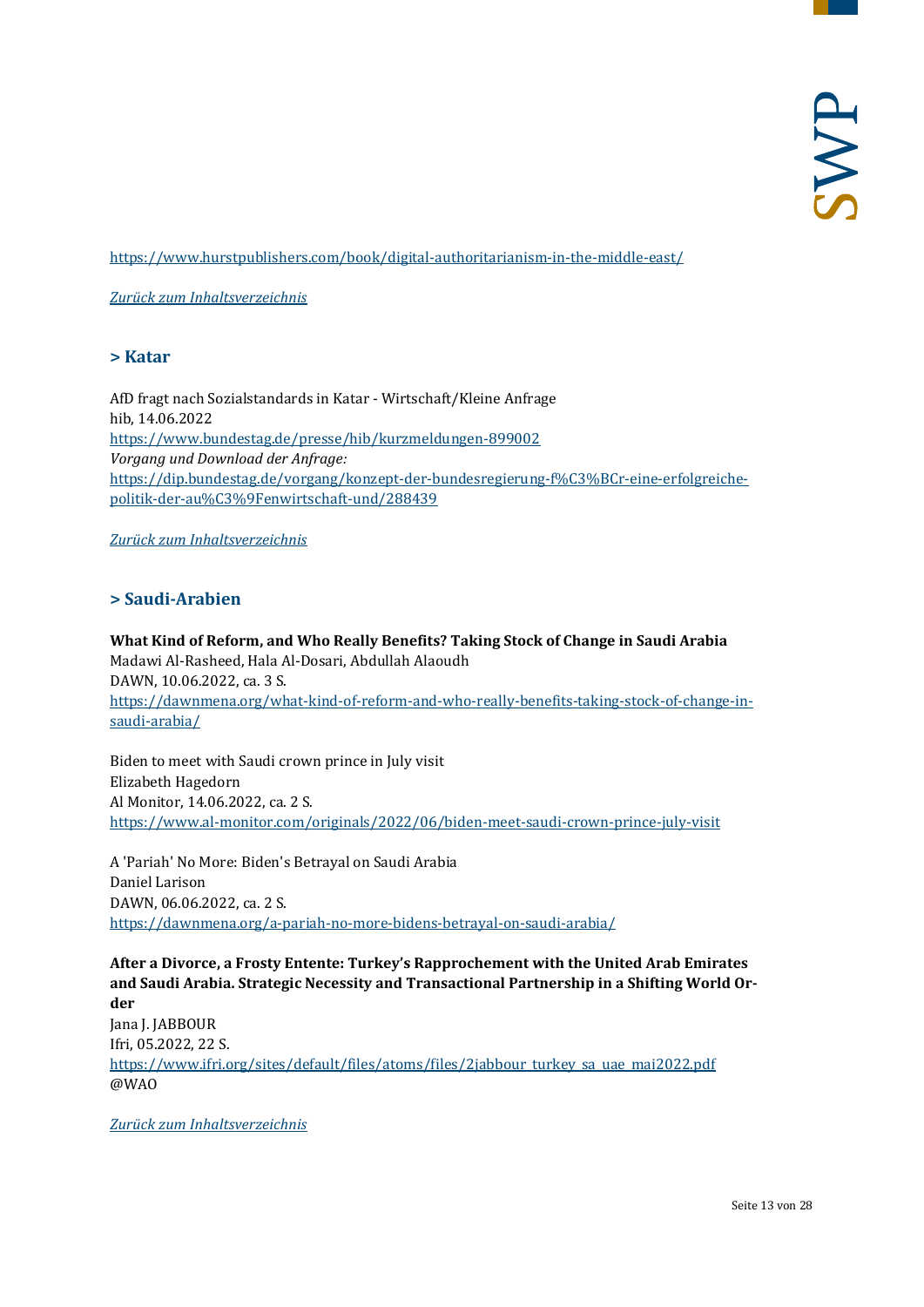https://www.hurstpublishers.com/book/digital-authoritarianism-in-the-middle-east/

*Zurück zum Inhaltsverzeichnis*

## > Katar

AfD fragt nach Sozialstandards in Katar - Wirtschaft/Kleine Anfrage
hib, 14.06.2022
https://www.bundestag.de/presse/hib/kurzmeldungen-899002
*Vorgang und Download der Anfrage:*
https://dip.bundestag.de/vorgang/konzept-der-bundesregierung-f%C3%BCr-eine-erfolgreiche-politik-der-au%C3%9Fenwirtschaft-und/288439

*Zurück zum Inhaltsverzeichnis*

## > Saudi-Arabien

**What Kind of Reform, and Who Really Benefits? Taking Stock of Change in Saudi Arabia**
Madawi Al-Rasheed, Hala Al-Dosari, Abdullah Alaoudh
DAWN, 10.06.2022, ca. 3 S.
https://dawnmena.org/what-kind-of-reform-and-who-really-benefits-taking-stock-of-change-in-saudi-arabia/

Biden to meet with Saudi crown prince in July visit
Elizabeth Hagedorn
Al Monitor, 14.06.2022, ca. 2 S.
https://www.al-monitor.com/originals/2022/06/biden-meet-saudi-crown-prince-july-visit

A 'Pariah' No More: Biden's Betrayal on Saudi Arabia
Daniel Larison
DAWN, 06.06.2022, ca. 2 S.
https://dawnmena.org/a-pariah-no-more-bidens-betrayal-on-saudi-arabia/

**After a Divorce, a Frosty Entente: Turkey's Rapprochement with the United Arab Emirates and Saudi Arabia. Strategic Necessity and Transactional Partnership in a Shifting World Order**
Jana J. JABBOUR
Ifri, 05.2022, 22 S.
https://www.ifri.org/sites/default/files/atoms/files/2jabbour_turkey_sa_uae_mai2022.pdf
@WAO

*Zurück zum Inhaltsverzeichnis*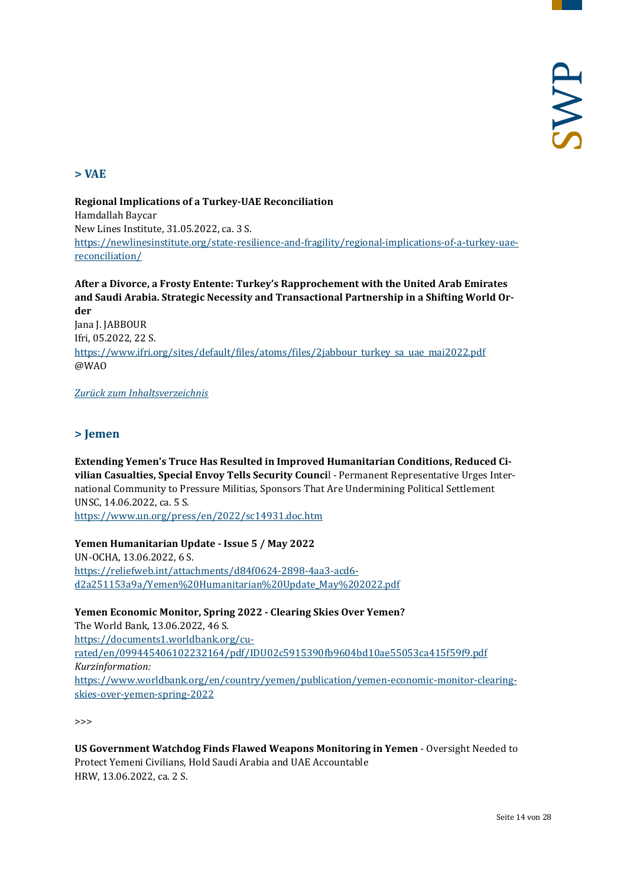## > VAE

**Regional Implications of a Turkey-UAE Reconciliation**
Hamdallah Baycar
New Lines Institute, 31.05.2022, ca. 3 S.
https://newlinesinstitute.org/state-resilience-and-fragility/regional-implications-of-a-turkey-uae-reconciliation/

**After a Divorce, a Frosty Entente: Turkey's Rapprochement with the United Arab Emirates and Saudi Arabia. Strategic Necessity and Transactional Partnership in a Shifting World Order**
Jana J. JABBOUR
Ifri, 05.2022, 22 S.
https://www.ifri.org/sites/default/files/atoms/files/2jabbour_turkey_sa_uae_mai2022.pdf
@WAO

*Zurück zum Inhaltsverzeichnis*

## > Jemen

**Extending Yemen's Truce Has Resulted in Improved Humanitarian Conditions, Reduced Civilian Casualties, Special Envoy Tells Security Council** - Permanent Representative Urges International Community to Pressure Militias, Sponsors That Are Undermining Political Settlement
UNSC, 14.06.2022, ca. 5 S.
https://www.un.org/press/en/2022/sc14931.doc.htm

**Yemen Humanitarian Update - Issue 5 / May 2022**
UN-OCHA, 13.06.2022, 6 S.
https://reliefweb.int/attachments/d84f0624-2898-4aa3-acd6-d2a251153a9a/Yemen%20Humanitarian%20Update_May%202022.pdf

**Yemen Economic Monitor, Spring 2022 - Clearing Skies Over Yemen?**
The World Bank, 13.06.2022, 46 S.
https://documents1.worldbank.org/curated/en/099445406102232164/pdf/IDU02c5915390fb9604bd10ae55053ca415f59f9.pdf
*Kurzinformation:*
https://www.worldbank.org/en/country/yemen/publication/yemen-economic-monitor-clearing-skies-over-yemen-spring-2022

>>>

**US Government Watchdog Finds Flawed Weapons Monitoring in Yemen** - Oversight Needed to Protect Yemeni Civilians, Hold Saudi Arabia and UAE Accountable
HRW, 13.06.2022, ca. 2 S.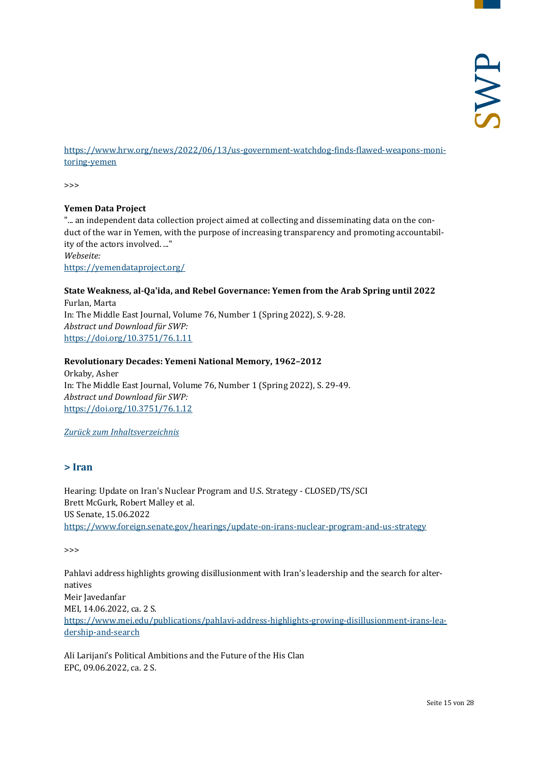https://www.hrw.org/news/2022/06/13/us-government-watchdog-finds-flawed-weapons-monitoring-yemen

>>>

**Yemen Data Project**
"... an independent data collection project aimed at collecting and disseminating data on the conduct of the war in Yemen, with the purpose of increasing transparency and promoting accountability of the actors involved. ..."
*Webseite:*
https://yemendataproject.org/

**State Weakness, al-Qa'ida, and Rebel Governance: Yemen from the Arab Spring until 2022**
Furlan, Marta
In: The Middle East Journal, Volume 76, Number 1 (Spring 2022), S. 9-28.
*Abstract und Download für SWP:*
https://doi.org/10.3751/76.1.11

**Revolutionary Decades: Yemeni National Memory, 1962–2012**
Orkaby, Asher
In: The Middle East Journal, Volume 76, Number 1 (Spring 2022), S. 29-49.
*Abstract und Download für SWP:*
https://doi.org/10.3751/76.1.12

*Zurück zum Inhaltsverzeichnis*

## > Iran

Hearing: Update on Iran's Nuclear Program and U.S. Strategy - CLOSED/TS/SCI
Brett McGurk, Robert Malley et al.
US Senate, 15.06.2022
https://www.foreign.senate.gov/hearings/update-on-irans-nuclear-program-and-us-strategy

>>>

Pahlavi address highlights growing disillusionment with Iran's leadership and the search for alternatives
Meir Javedanfar
MEI, 14.06.2022, ca. 2 S.
https://www.mei.edu/publications/pahlavi-address-highlights-growing-disillusionment-irans-leadership-and-search

Ali Larijani's Political Ambitions and the Future of the His Clan
EPC, 09.06.2022, ca. 2 S.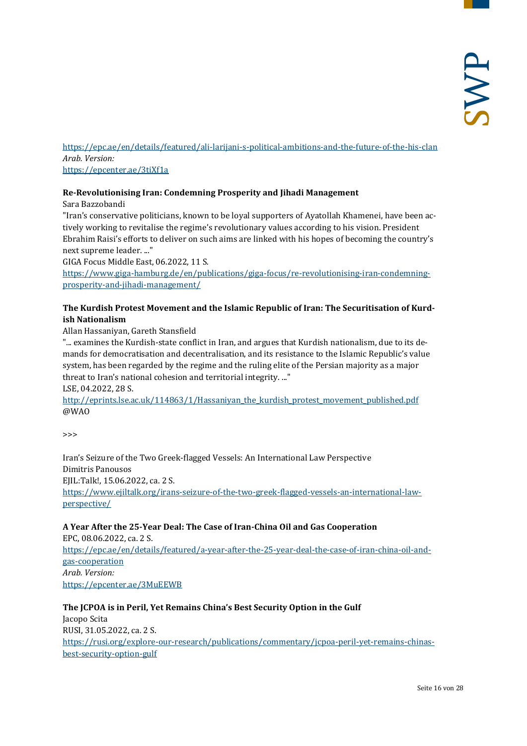https://epc.ae/en/details/featured/ali-larijani-s-political-ambitions-and-the-future-of-the-his-clan
*Arab. Version:*
https://epcenter.ae/3tiXf1a

**Re-Revolutionising Iran: Condemning Prosperity and Jihadi Management**
Sara Bazzobandi
"Iran's conservative politicians, known to be loyal supporters of Ayatollah Khamenei, have been actively working to revitalise the regime's revolutionary values according to his vision. President Ebrahim Raisi's efforts to deliver on such aims are linked with his hopes of becoming the country's next supreme leader. ..."
GIGA Focus Middle East, 06.2022, 11 S.
https://www.giga-hamburg.de/en/publications/giga-focus/re-revolutionising-iran-condemning-prosperity-and-jihadi-management/

**The Kurdish Protest Movement and the Islamic Republic of Iran: The Securitisation of Kurdish Nationalism**
Allan Hassaniyan, Gareth Stansfield
"... examines the Kurdish-state conflict in Iran, and argues that Kurdish nationalism, due to its demands for democratisation and decentralisation, and its resistance to the Islamic Republic's value system, has been regarded by the regime and the ruling elite of the Persian majority as a major threat to Iran's national cohesion and territorial integrity. ..."
LSE, 04.2022, 28 S.
http://eprints.lse.ac.uk/114863/1/Hassaniyan_the_kurdish_protest_movement_published.pdf
@WAO

>>>

Iran's Seizure of the Two Greek-flagged Vessels: An International Law Perspective
Dimitris Panousos
EJIL:Talk!, 15.06.2022, ca. 2 S.
https://www.ejiltalk.org/irans-seizure-of-the-two-greek-flagged-vessels-an-international-law-perspective/

**A Year After the 25-Year Deal: The Case of Iran-China Oil and Gas Cooperation**
EPC, 08.06.2022, ca. 2 S.
https://epc.ae/en/details/featured/a-year-after-the-25-year-deal-the-case-of-iran-china-oil-and-gas-cooperation
*Arab. Version:*
https://epcenter.ae/3MuEEWB

**The JCPOA is in Peril, Yet Remains China's Best Security Option in the Gulf**
Jacopo Scita
RUSI, 31.05.2022, ca. 2 S.
https://rusi.org/explore-our-research/publications/commentary/jcpoa-peril-yet-remains-chinas-best-security-option-gulf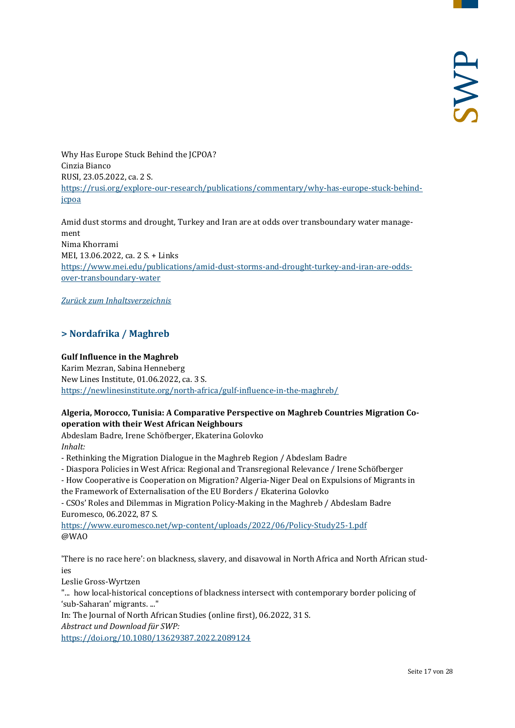Why Has Europe Stuck Behind the JCPOA?
Cinzia Bianco
RUSI, 23.05.2022, ca. 2 S.
[https://rusi.org/explore-our-research/publications/commentary/why-has-europe-stuck-behind-jcpoa](https://rusi.org/explore-our-research/publications/commentary/why-has-europe-stuck-behind-jcpoa)

Amid dust storms and drought, Turkey and Iran are at odds over transboundary water management
Nima Khorrami
MEI, 13.06.2022, ca. 2 S. + Links
[https://www.mei.edu/publications/amid-dust-storms-and-drought-turkey-and-iran-are-odds-over-transboundary-water](https://www.mei.edu/publications/amid-dust-storms-and-drought-turkey-and-iran-are-odds-over-transboundary-water)

*Zurück zum Inhaltsverzeichnis*

## > Nordafrika / Maghreb

**Gulf Influence in the Maghreb**
Karim Mezran, Sabina Henneberg
New Lines Institute, 01.06.2022, ca. 3 S.
[https://newlinesinstitute.org/north-africa/gulf-influence-in-the-maghreb/](https://newlinesinstitute.org/north-africa/gulf-influence-in-the-maghreb/)

**Algeria, Morocco, Tunisia: A Comparative Perspective on Maghreb Countries Migration Cooperation with their West African Neighbours**
Abdeslam Badre, Irene Schöfberger, Ekaterina Golovko
*Inhalt:*
- Rethinking the Migration Dialogue in the Maghreb Region / Abdeslam Badre
- Diaspora Policies in West Africa: Regional and Transregional Relevance / Irene Schöfberger
- How Cooperative is Cooperation on Migration? Algeria-Niger Deal on Expulsions of Migrants in the Framework of Externalisation of the EU Borders / Ekaterina Golovko
- CSOs' Roles and Dilemmas in Migration Policy-Making in the Maghreb / Abdeslam Badre

Euromesco, 06.2022, 87 S.
[https://www.euromesco.net/wp-content/uploads/2022/06/Policy-Study25-1.pdf](https://www.euromesco.net/wp-content/uploads/2022/06/Policy-Study25-1.pdf)
@WAO

'There is no race here': on blackness, slavery, and disavowal in North Africa and North African studies
Leslie Gross-Wyrtzen
"... how local-historical conceptions of blackness intersect with contemporary border policing of 'sub-Saharan' migrants. ..."
In: The Journal of North African Studies (online first), 06.2022, 31 S.
*Abstract und Download für SWP:*
[https://doi.org/10.1080/13629387.2022.2089124](https://doi.org/10.1080/13629387.2022.2089124)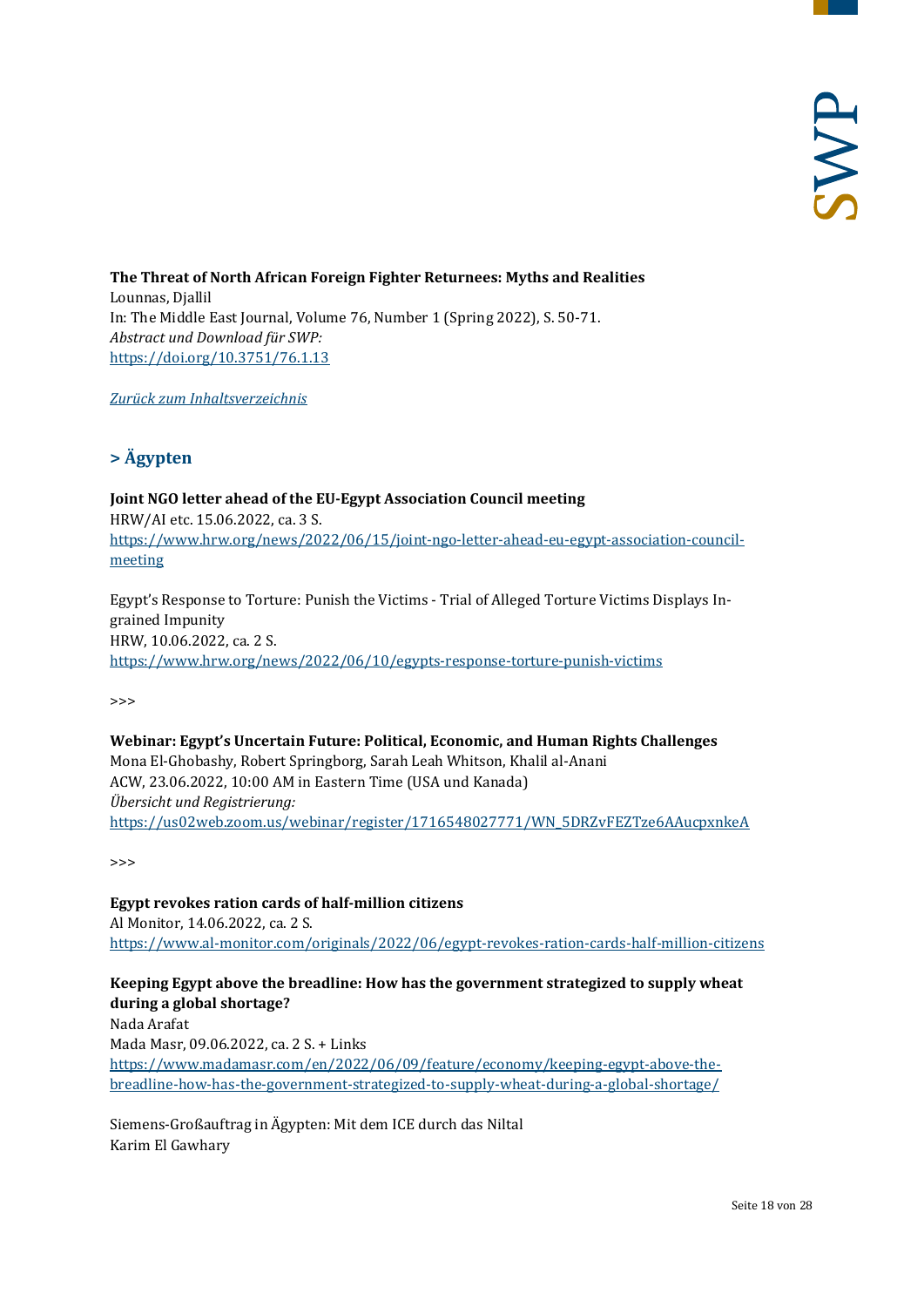**The Threat of North African Foreign Fighter Returnees: Myths and Realities**
Lounnas, Djallil
In: The Middle East Journal, Volume 76, Number 1 (Spring 2022), S. 50-71.
*Abstract und Download für SWP:*
https://doi.org/10.3751/76.1.13

*Zurück zum Inhaltsverzeichnis*

## > Ägypten

**Joint NGO letter ahead of the EU-Egypt Association Council meeting**
HRW/AI etc. 15.06.2022, ca. 3 S.
https://www.hrw.org/news/2022/06/15/joint-ngo-letter-ahead-eu-egypt-association-council-meeting

Egypt's Response to Torture: Punish the Victims - Trial of Alleged Torture Victims Displays Ingrained Impunity
HRW, 10.06.2022, ca. 2 S.
https://www.hrw.org/news/2022/06/10/egypts-response-torture-punish-victims

>>>

**Webinar: Egypt's Uncertain Future: Political, Economic, and Human Rights Challenges**
Mona El-Ghobashy, Robert Springborg, Sarah Leah Whitson, Khalil al-Anani
ACW, 23.06.2022, 10:00 AM in Eastern Time (USA und Kanada)
*Übersicht und Registrierung:*
https://us02web.zoom.us/webinar/register/1716548027771/WN_5DRZvFEZTze6AAucpxnkeA

>>>

**Egypt revokes ration cards of half-million citizens**
Al Monitor, 14.06.2022, ca. 2 S.
https://www.al-monitor.com/originals/2022/06/egypt-revokes-ration-cards-half-million-citizens

**Keeping Egypt above the breadline: How has the government strategized to supply wheat during a global shortage?**
Nada Arafat
Mada Masr, 09.06.2022, ca. 2 S. + Links
https://www.madamasr.com/en/2022/06/09/feature/economy/keeping-egypt-above-the-breadline-how-has-the-government-strategized-to-supply-wheat-during-a-global-shortage/

Siemens-Großauftrag in Ägypten: Mit dem ICE durch das Niltal
Karim El Gawhary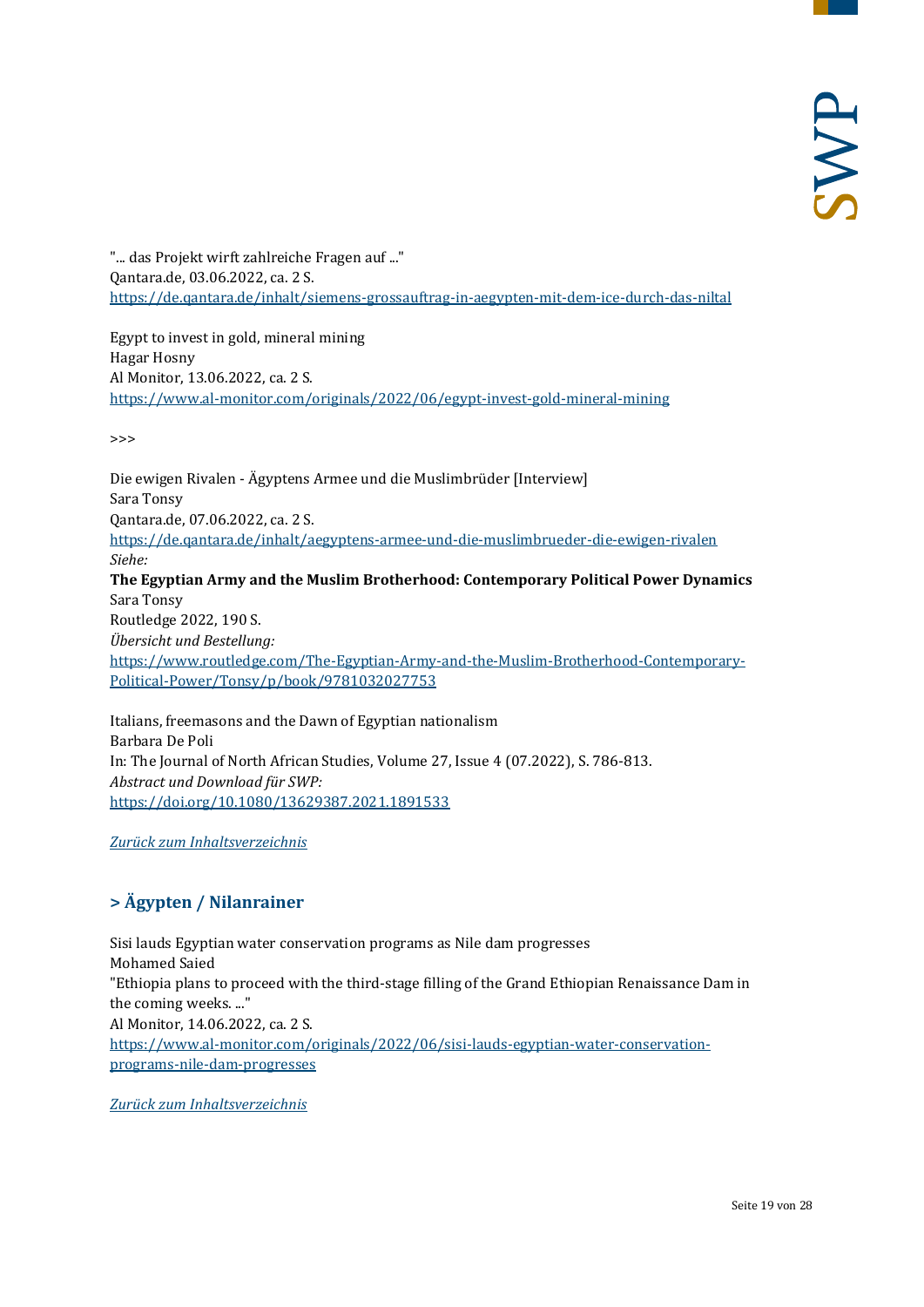"... das Projekt wirft zahlreiche Fragen auf ..."
Qantara.de, 03.06.2022, ca. 2 S.
https://de.qantara.de/inhalt/siemens-grossauftrag-in-aegypten-mit-dem-ice-durch-das-niltal

Egypt to invest in gold, mineral mining
Hagar Hosny
Al Monitor, 13.06.2022, ca. 2 S.
https://www.al-monitor.com/originals/2022/06/egypt-invest-gold-mineral-mining

>>>

Die ewigen Rivalen - Ägyptens Armee und die Muslimbrüder [Interview]
Sara Tonsy
Qantara.de, 07.06.2022, ca. 2 S.
https://de.qantara.de/inhalt/aegyptens-armee-und-die-muslimbrueder-die-ewigen-rivalen
*Siehe:*
**The Egyptian Army and the Muslim Brotherhood: Contemporary Political Power Dynamics**
Sara Tonsy
Routledge 2022, 190 S.
*Übersicht und Bestellung:*
https://www.routledge.com/The-Egyptian-Army-and-the-Muslim-Brotherhood-Contemporary-Political-Power/Tonsy/p/book/9781032027753

Italians, freemasons and the Dawn of Egyptian nationalism
Barbara De Poli
In: The Journal of North African Studies, Volume 27, Issue 4 (07.2022), S. 786-813.
*Abstract und Download für SWP:*
https://doi.org/10.1080/13629387.2021.1891533

*Zurück zum Inhaltsverzeichnis*

## > Ägypten / Nilanrainer

Sisi lauds Egyptian water conservation programs as Nile dam progresses
Mohamed Saied
"Ethiopia plans to proceed with the third-stage filling of the Grand Ethiopian Renaissance Dam in the coming weeks. ..."
Al Monitor, 14.06.2022, ca. 2 S.
https://www.al-monitor.com/originals/2022/06/sisi-lauds-egyptian-water-conservation-programs-nile-dam-progresses

*Zurück zum Inhaltsverzeichnis*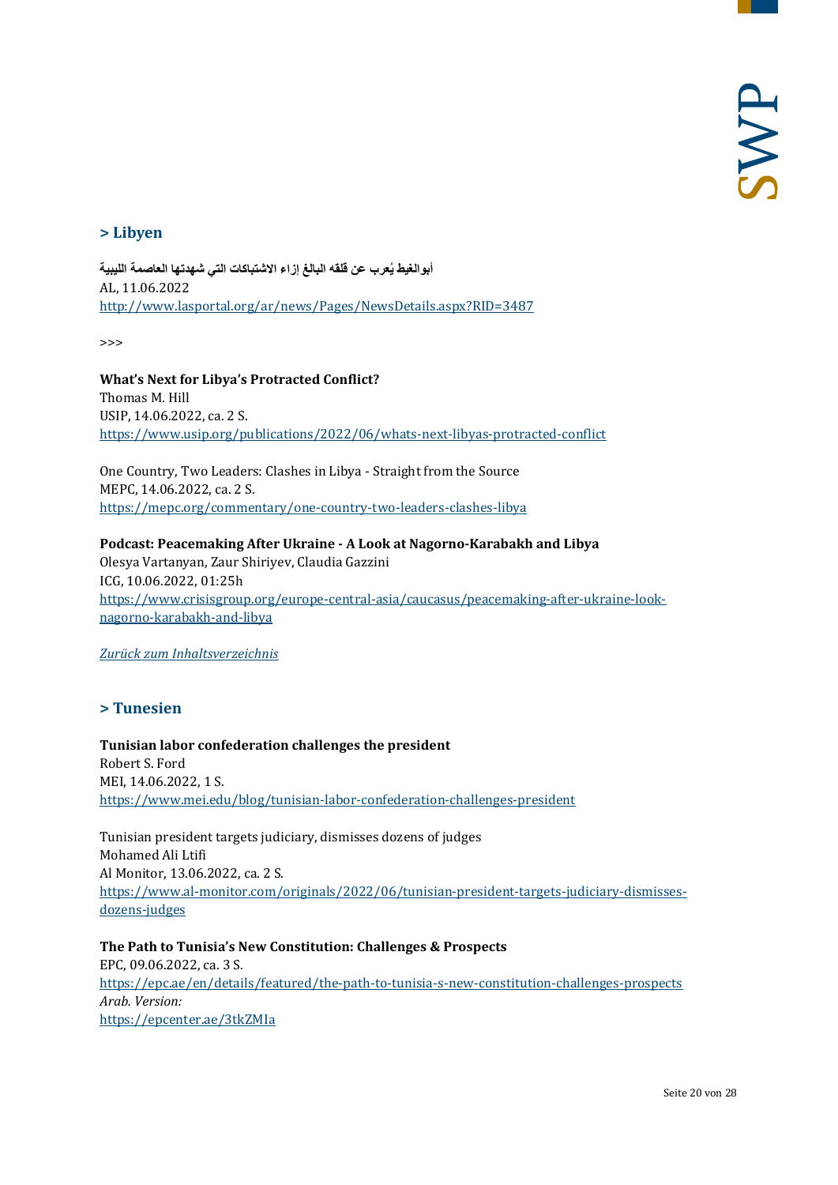## > Libyen

**أبوالغيط يُعرب عن قلقه البالغ إزاء الاشتباكات التي شهدتها العاصمة الليبية**
AL, 11.06.2022
http://www.lasportal.org/ar/news/Pages/NewsDetails.aspx?RID=3487

>>>

**What's Next for Libya's Protracted Conflict?**
Thomas M. Hill
USIP, 14.06.2022, ca. 2 S.
https://www.usip.org/publications/2022/06/whats-next-libyas-protracted-conflict

One Country, Two Leaders: Clashes in Libya - Straight from the Source
MEPC, 14.06.2022, ca. 2 S.
https://mepc.org/commentary/one-country-two-leaders-clashes-libya

**Podcast: Peacemaking After Ukraine - A Look at Nagorno-Karabakh and Libya**
Olesya Vartanyan, Zaur Shiriyev, Claudia Gazzini
ICG, 10.06.2022, 01:25h
https://www.crisisgroup.org/europe-central-asia/caucasus/peacemaking-after-ukraine-look-nagorno-karabakh-and-libya

*Zurück zum Inhaltsverzeichnis*

## > Tunesien

**Tunisian labor confederation challenges the president**
Robert S. Ford
MEI, 14.06.2022, 1 S.
https://www.mei.edu/blog/tunisian-labor-confederation-challenges-president

Tunisian president targets judiciary, dismisses dozens of judges
Mohamed Ali Ltifi
Al Monitor, 13.06.2022, ca. 2 S.
https://www.al-monitor.com/originals/2022/06/tunisian-president-targets-judiciary-dismisses-dozens-judges

**The Path to Tunisia's New Constitution: Challenges & Prospects**
EPC, 09.06.2022, ca. 3 S.
https://epc.ae/en/details/featured/the-path-to-tunisia-s-new-constitution-challenges-prospects
*Arab. Version:*
https://epcenter.ae/3tkZMIa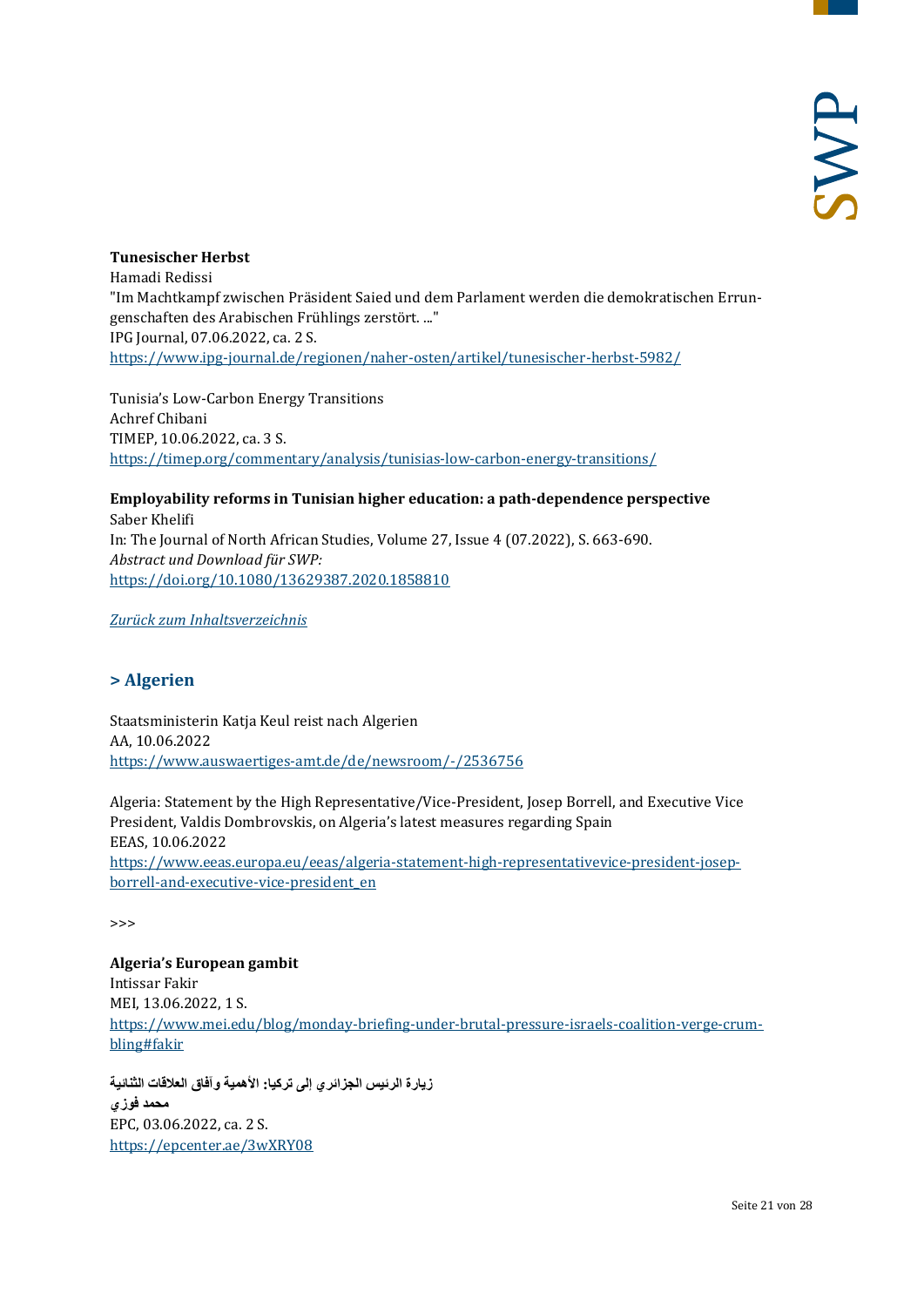**Tunesischer Herbst**
Hamadi Redissi
"Im Machtkampf zwischen Präsident Saied und dem Parlament werden die demokratischen Errungenschaften des Arabischen Frühlings zerstört. ..."
IPG Journal, 07.06.2022, ca. 2 S.
https://www.ipg-journal.de/regionen/naher-osten/artikel/tunesischer-herbst-5982/

Tunisia's Low-Carbon Energy Transitions
Achref Chibani
TIMEP, 10.06.2022, ca. 3 S.
https://timep.org/commentary/analysis/tunisias-low-carbon-energy-transitions/

**Employability reforms in Tunisian higher education: a path-dependence perspective**
Saber Khelifi
In: The Journal of North African Studies, Volume 27, Issue 4 (07.2022), S. 663-690.
*Abstract und Download für SWP:*
https://doi.org/10.1080/13629387.2020.1858810

*Zurück zum Inhaltsverzeichnis*

## > Algerien

Staatsministerin Katja Keul reist nach Algerien
AA, 10.06.2022
https://www.auswaertiges-amt.de/de/newsroom/-/2536756

Algeria: Statement by the High Representative/Vice-President, Josep Borrell, and Executive Vice President, Valdis Dombrovskis, on Algeria's latest measures regarding Spain
EEAS, 10.06.2022
https://www.eeas.europa.eu/eeas/algeria-statement-high-representativevice-president-josep-borrell-and-executive-vice-president_en

>>>

**Algeria's European gambit**
Intissar Fakir
MEI, 13.06.2022, 1 S.
https://www.mei.edu/blog/monday-briefing-under-brutal-pressure-israels-coalition-verge-crumbling#fakir

**زيارة الرئيس الجزائري إلى تركيا: الأهمية وآفاق العلاقات الثنائية**
**محمد فوزي**
EPC, 03.06.2022, ca. 2 S.
https://epcenter.ae/3wXRY08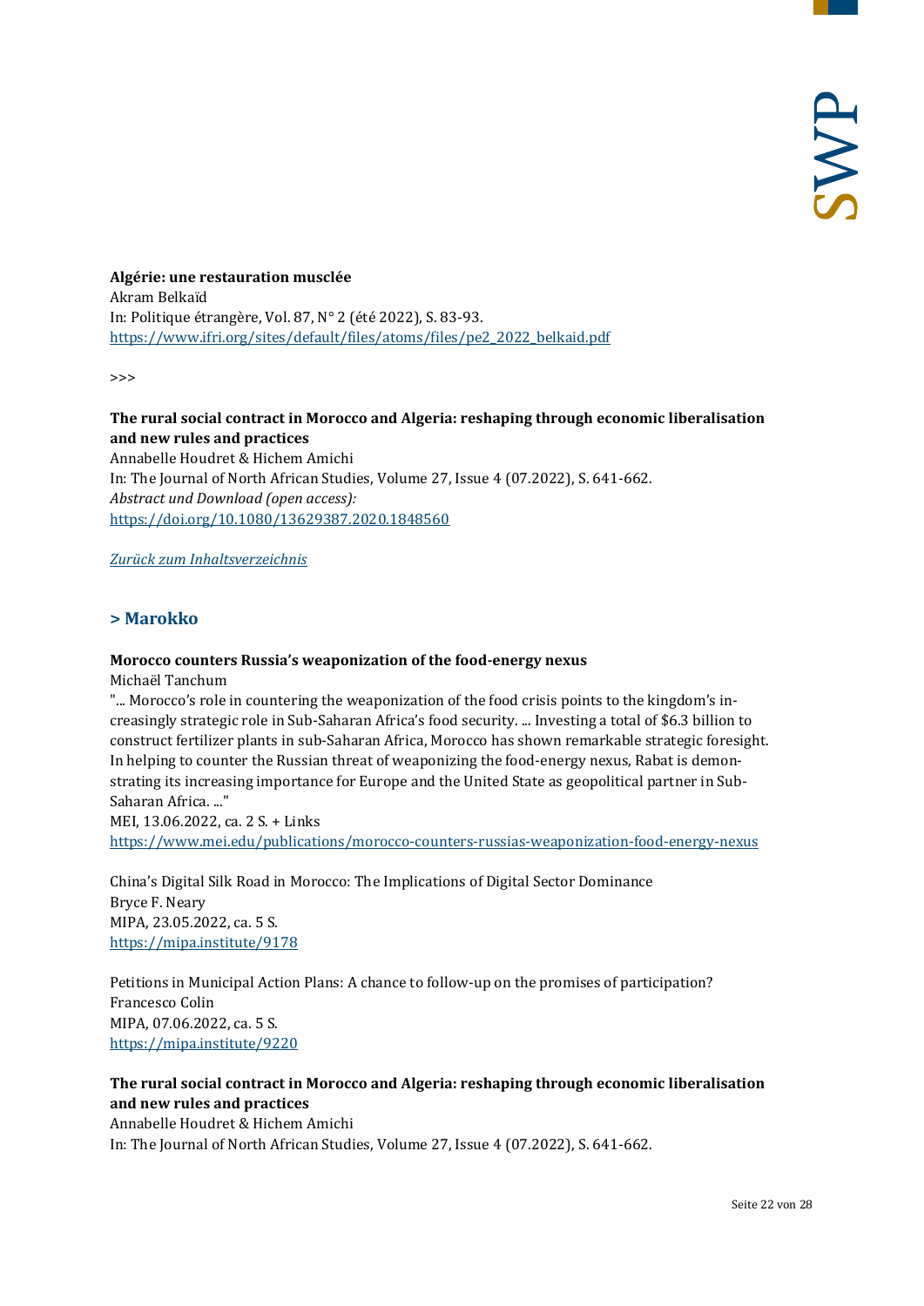**Algérie: une restauration musclée**
Akram Belkaïd
In: Politique étrangère, Vol. 87, N° 2 (été 2022), S. 83-93.
https://www.ifri.org/sites/default/files/atoms/files/pe2_2022_belkaid.pdf

>>>

**The rural social contract in Morocco and Algeria: reshaping through economic liberalisation and new rules and practices**
Annabelle Houdret & Hichem Amichi
In: The Journal of North African Studies, Volume 27, Issue 4 (07.2022), S. 641-662.
*Abstract und Download (open access):*
https://doi.org/10.1080/13629387.2020.1848560

*Zurück zum Inhaltsverzeichnis*

## > Marokko

**Morocco counters Russia's weaponization of the food-energy nexus**
Michaël Tanchum
"... Morocco's role in countering the weaponization of the food crisis points to the kingdom's increasingly strategic role in Sub-Saharan Africa's food security. ... Investing a total of $6.3 billion to construct fertilizer plants in sub-Saharan Africa, Morocco has shown remarkable strategic foresight. In helping to counter the Russian threat of weaponizing the food-energy nexus, Rabat is demonstrating its increasing importance for Europe and the United State as geopolitical partner in Sub-Saharan Africa. ..."
MEI, 13.06.2022, ca. 2 S. + Links
https://www.mei.edu/publications/morocco-counters-russias-weaponization-food-energy-nexus

China's Digital Silk Road in Morocco: The Implications of Digital Sector Dominance
Bryce F. Neary
MIPA, 23.05.2022, ca. 5 S.
https://mipa.institute/9178

Petitions in Municipal Action Plans: A chance to follow-up on the promises of participation?
Francesco Colin
MIPA, 07.06.2022, ca. 5 S.
https://mipa.institute/9220

**The rural social contract in Morocco and Algeria: reshaping through economic liberalisation and new rules and practices**
Annabelle Houdret & Hichem Amichi
In: The Journal of North African Studies, Volume 27, Issue 4 (07.2022), S. 641-662.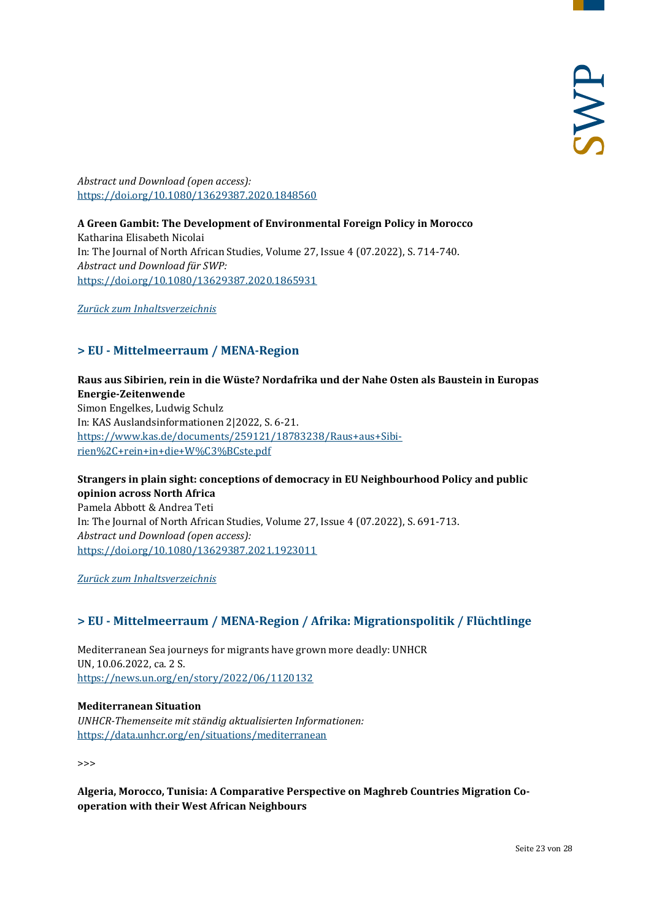*Abstract und Download (open access):*
[https://doi.org/10.1080/13629387.2020.1848560](https://doi.org/10.1080/13629387.2020.1848560)

**A Green Gambit: The Development of Environmental Foreign Policy in Morocco**
Katharina Elisabeth Nicolai
In: The Journal of North African Studies, Volume 27, Issue 4 (07.2022), S. 714-740.
*Abstract und Download für SWP:*
[https://doi.org/10.1080/13629387.2020.1865931](https://doi.org/10.1080/13629387.2020.1865931)

*Zurück zum Inhaltsverzeichnis*

## > EU - Mittelmeerraum / MENA-Region

**Raus aus Sibirien, rein in die Wüste? Nordafrika und der Nahe Osten als Baustein in Europas Energie-Zeitenwende**
Simon Engelkes, Ludwig Schulz
In: KAS Auslandsinformationen 2|2022, S. 6-21.
[https://www.kas.de/documents/259121/18783238/Raus+aus+Sibirien%2C+rein+in+die+W%C3%BCste.pdf](https://www.kas.de/documents/259121/18783238/Raus+aus+Sibirien%2C+rein+in+die+W%C3%BCste.pdf)

**Strangers in plain sight: conceptions of democracy in EU Neighbourhood Policy and public opinion across North Africa**
Pamela Abbott & Andrea Teti
In: The Journal of North African Studies, Volume 27, Issue 4 (07.2022), S. 691-713.
*Abstract und Download (open access):*
[https://doi.org/10.1080/13629387.2021.1923011](https://doi.org/10.1080/13629387.2021.1923011)

*Zurück zum Inhaltsverzeichnis*

## > EU - Mittelmeerraum / MENA-Region / Afrika: Migrationspolitik / Flüchtlinge

Mediterranean Sea journeys for migrants have grown more deadly: UNHCR
UN, 10.06.2022, ca. 2 S.
[https://news.un.org/en/story/2022/06/1120132](https://news.un.org/en/story/2022/06/1120132)

**Mediterranean Situation**
*UNHCR-Themenseite mit ständig aktualisierten Informationen:*
[https://data.unhcr.org/en/situations/mediterranean](https://data.unhcr.org/en/situations/mediterranean)

>>>

**Algeria, Morocco, Tunisia: A Comparative Perspective on Maghreb Countries Migration Cooperation with their West African Neighbours**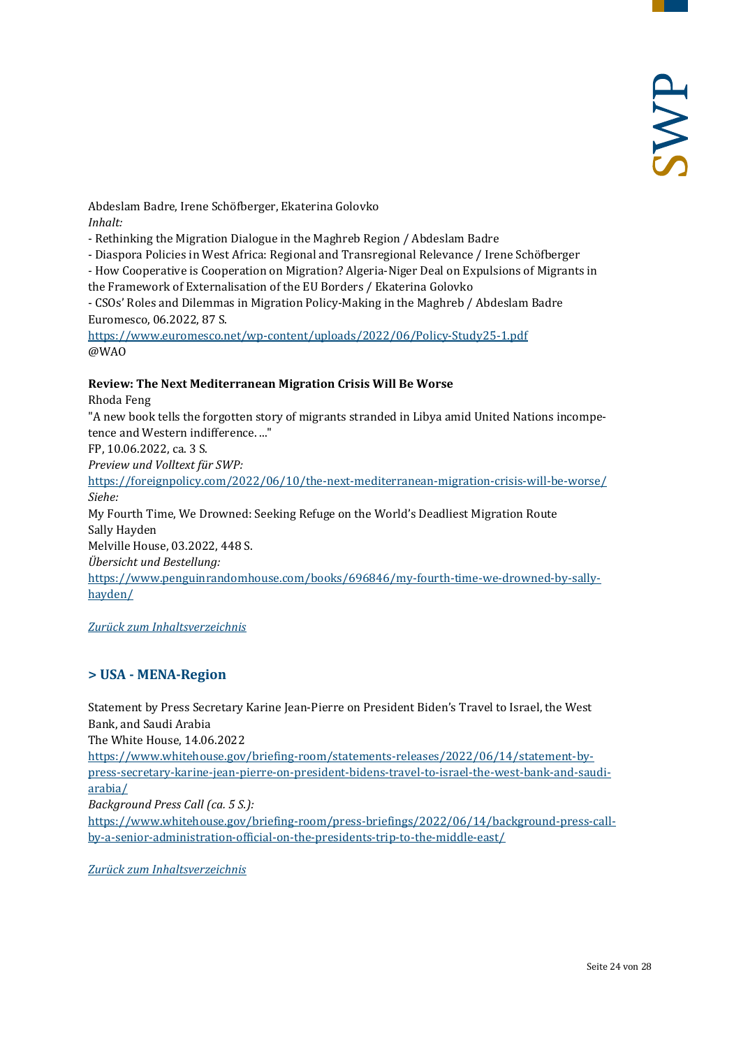Abdeslam Badre, Irene Schöfberger, Ekaterina Golovko
*Inhalt:*
- Rethinking the Migration Dialogue in the Maghreb Region / Abdeslam Badre
- Diaspora Policies in West Africa: Regional and Transregional Relevance / Irene Schöfberger
- How Cooperative is Cooperation on Migration? Algeria-Niger Deal on Expulsions of Migrants in the Framework of Externalisation of the EU Borders / Ekaterina Golovko
- CSOs' Roles and Dilemmas in Migration Policy-Making in the Maghreb / Abdeslam Badre

Euromesco, 06.2022, 87 S.
https://www.euromesco.net/wp-content/uploads/2022/06/Policy-Study25-1.pdf
@WAO

**Review: The Next Mediterranean Migration Crisis Will Be Worse**
Rhoda Feng
"A new book tells the forgotten story of migrants stranded in Libya amid United Nations incompetence and Western indifference. ..."
FP, 10.06.2022, ca. 3 S.
*Preview und Volltext für SWP:*
https://foreignpolicy.com/2022/06/10/the-next-mediterranean-migration-crisis-will-be-worse/
*Siehe:*
My Fourth Time, We Drowned: Seeking Refuge on the World's Deadliest Migration Route
Sally Hayden
Melville House, 03.2022, 448 S.
*Übersicht und Bestellung:*
https://www.penguinrandomhouse.com/books/696846/my-fourth-time-we-drowned-by-sally-hayden/

*Zurück zum Inhaltsverzeichnis*

## > USA - MENA-Region

Statement by Press Secretary Karine Jean-Pierre on President Biden's Travel to Israel, the West Bank, and Saudi Arabia
The White House, 14.06.2022
https://www.whitehouse.gov/briefing-room/statements-releases/2022/06/14/statement-by-press-secretary-karine-jean-pierre-on-president-bidens-travel-to-israel-the-west-bank-and-saudi-arabia/
*Background Press Call (ca. 5 S.):*
https://www.whitehouse.gov/briefing-room/press-briefings/2022/06/14/background-press-call-by-a-senior-administration-official-on-the-presidents-trip-to-the-middle-east/

*Zurück zum Inhaltsverzeichnis*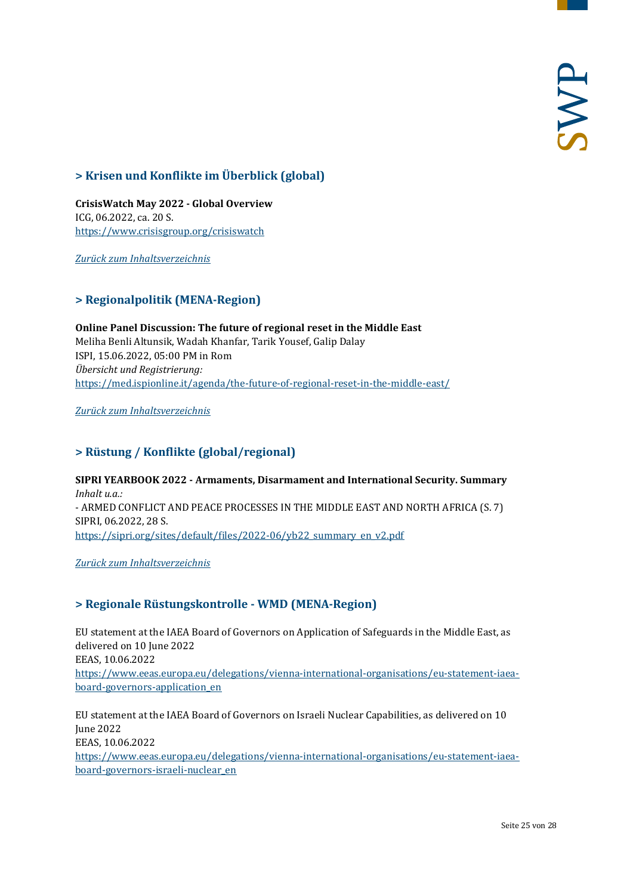## > Krisen und Konflikte im Überblick (global)

**CrisisWatch May 2022 - Global Overview**
ICG, 06.2022, ca. 20 S.
https://www.crisisgroup.org/crisiswatch

*Zurück zum Inhaltsverzeichnis*

## > Regionalpolitik (MENA-Region)

**Online Panel Discussion: The future of regional reset in the Middle East**
Meliha Benli Altunsik, Wadah Khanfar, Tarik Yousef, Galip Dalay
ISPI, 15.06.2022, 05:00 PM in Rom
*Übersicht und Registrierung:*
https://med.ispionline.it/agenda/the-future-of-regional-reset-in-the-middle-east/

*Zurück zum Inhaltsverzeichnis*

## > Rüstung / Konflikte (global/regional)

**SIPRI YEARBOOK 2022 - Armaments, Disarmament and International Security. Summary**
*Inhalt u.a.:*
- ARMED CONFLICT AND PEACE PROCESSES IN THE MIDDLE EAST AND NORTH AFRICA (S. 7)
SIPRI, 06.2022, 28 S.
https://sipri.org/sites/default/files/2022-06/yb22_summary_en_v2.pdf

*Zurück zum Inhaltsverzeichnis*

## > Regionale Rüstungskontrolle - WMD (MENA-Region)

EU statement at the IAEA Board of Governors on Application of Safeguards in the Middle East, as delivered on 10 June 2022
EEAS, 10.06.2022
https://www.eeas.europa.eu/delegations/vienna-international-organisations/eu-statement-iaea-board-governors-application_en

EU statement at the IAEA Board of Governors on Israeli Nuclear Capabilities, as delivered on 10 June 2022
EEAS, 10.06.2022
https://www.eeas.europa.eu/delegations/vienna-international-organisations/eu-statement-iaea-board-governors-israeli-nuclear_en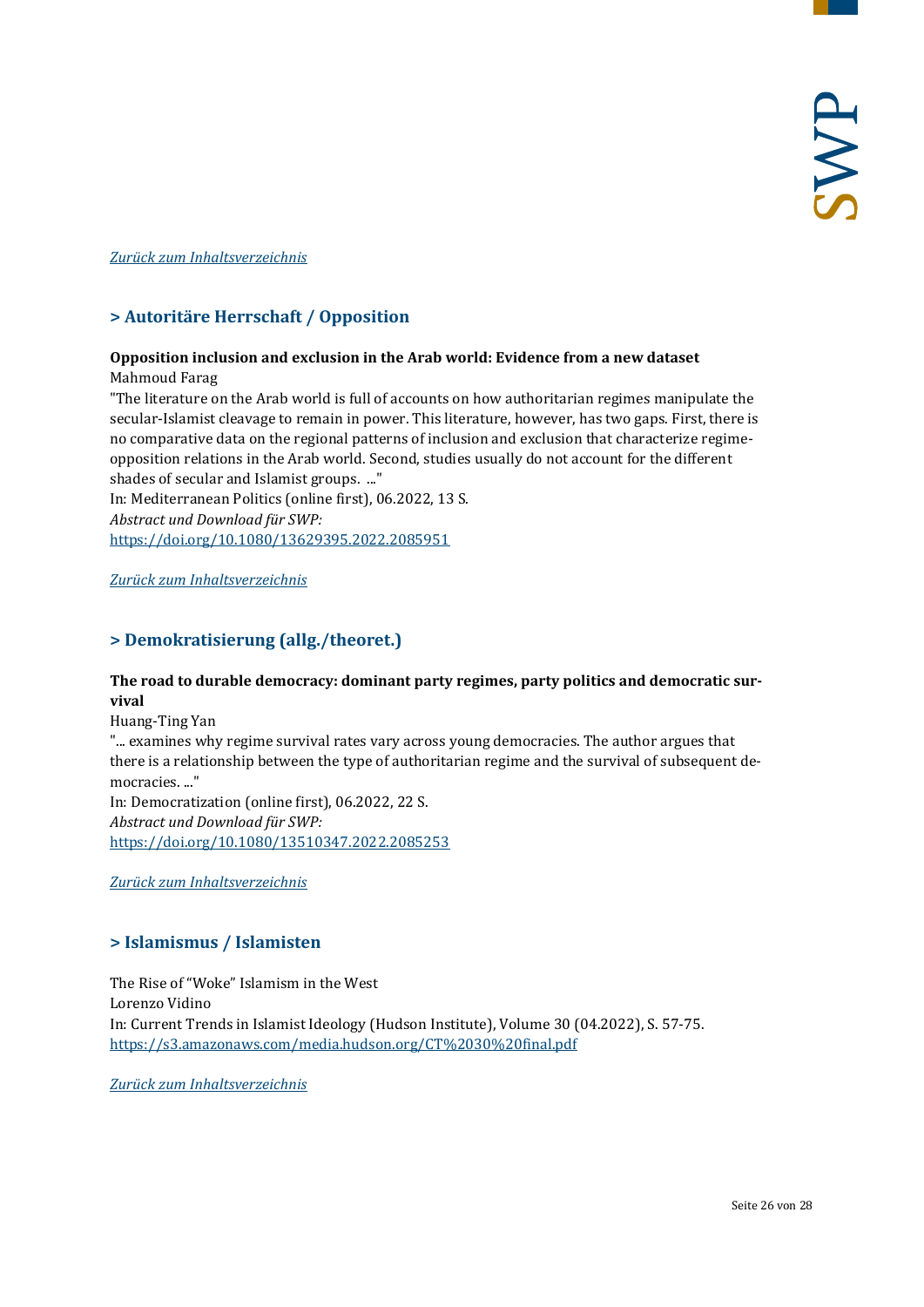[*Zurück zum Inhaltsverzeichnis*](#)

## > Autoritäre Herrschaft / Opposition

**Opposition inclusion and exclusion in the Arab world: Evidence from a new dataset**
Mahmoud Farag
"The literature on the Arab world is full of accounts on how authoritarian regimes manipulate the secular-Islamist cleavage to remain in power. This literature, however, has two gaps. First, there is no comparative data on the regional patterns of inclusion and exclusion that characterize regime-opposition relations in the Arab world. Second, studies usually do not account for the different shades of secular and Islamist groups. ..."
In: Mediterranean Politics (online first), 06.2022, 13 S.
*Abstract und Download für SWP:*
https://doi.org/10.1080/13629395.2022.2085951

[*Zurück zum Inhaltsverzeichnis*](#)

## > Demokratisierung (allg./theoret.)

**The road to durable democracy: dominant party regimes, party politics and democratic survival**
Huang-Ting Yan
"... examines why regime survival rates vary across young democracies. The author argues that there is a relationship between the type of authoritarian regime and the survival of subsequent democracies. ..."
In: Democratization (online first), 06.2022, 22 S.
*Abstract und Download für SWP:*
https://doi.org/10.1080/13510347.2022.2085253

[*Zurück zum Inhaltsverzeichnis*](#)

## > Islamismus / Islamisten

The Rise of "Woke" Islamism in the West
Lorenzo Vidino
In: Current Trends in Islamist Ideology (Hudson Institute), Volume 30 (04.2022), S. 57-75.
https://s3.amazonaws.com/media.hudson.org/CT%2030%20final.pdf

[*Zurück zum Inhaltsverzeichnis*](#)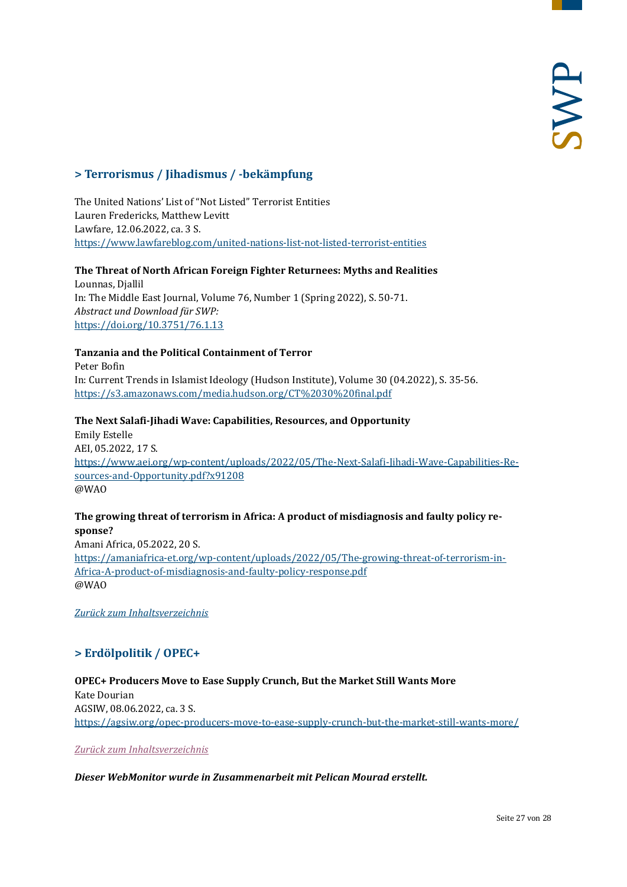## > Terrorismus / Jihadismus / -bekämpfung

The United Nations' List of "Not Listed" Terrorist Entities
Lauren Fredericks, Matthew Levitt
Lawfare, 12.06.2022, ca. 3 S.
https://www.lawfareblog.com/united-nations-list-not-listed-terrorist-entities

**The Threat of North African Foreign Fighter Returnees: Myths and Realities**
Lounnas, Djallil
In: The Middle East Journal, Volume 76, Number 1 (Spring 2022), S. 50-71.
*Abstract und Download für SWP:*
https://doi.org/10.3751/76.1.13

**Tanzania and the Political Containment of Terror**
Peter Bofin
In: Current Trends in Islamist Ideology (Hudson Institute), Volume 30 (04.2022), S. 35-56.
https://s3.amazonaws.com/media.hudson.org/CT%2030%20final.pdf

**The Next Salafi-Jihadi Wave: Capabilities, Resources, and Opportunity**
Emily Estelle
AEI, 05.2022, 17 S.
https://www.aei.org/wp-content/uploads/2022/05/The-Next-Salafi-Jihadi-Wave-Capabilities-Resources-and-Opportunity.pdf?x91208
@WAO

**The growing threat of terrorism in Africa: A product of misdiagnosis and faulty policy response?**
Amani Africa, 05.2022, 20 S.
https://amaniafrica-et.org/wp-content/uploads/2022/05/The-growing-threat-of-terrorism-in-Africa-A-product-of-misdiagnosis-and-faulty-policy-response.pdf
@WAO

*Zurück zum Inhaltsverzeichnis*

## > Erdölpolitik / OPEC+

**OPEC+ Producers Move to Ease Supply Crunch, But the Market Still Wants More**
Kate Dourian
AGSIW, 08.06.2022, ca. 3 S.
https://agsiw.org/opec-producers-move-to-ease-supply-crunch-but-the-market-still-wants-more/

*Zurück zum Inhaltsverzeichnis*

***Dieser WebMonitor wurde in Zusammenarbeit mit Pelican Mourad erstellt.***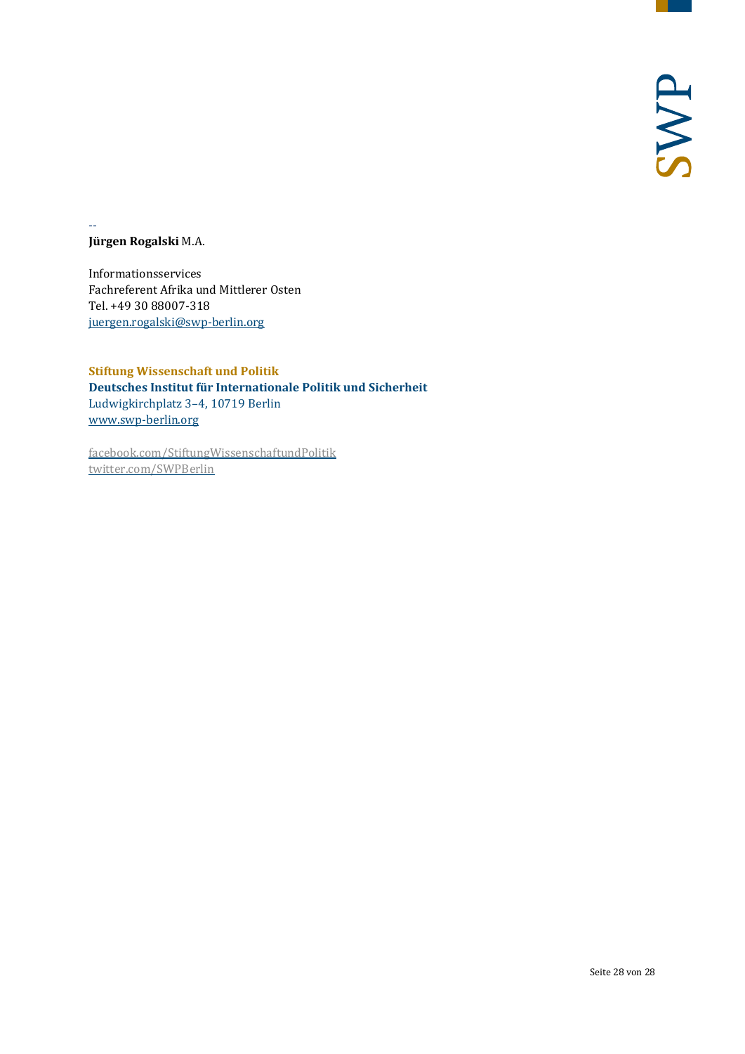--
**Jürgen Rogalski** M.A.

Informationsservices
Fachreferent Afrika und Mittlerer Osten
Tel. +49 30 88007-318
juergen.rogalski@swp-berlin.org

**Stiftung Wissenschaft und Politik**
**Deutsches Institut für Internationale Politik und Sicherheit**
Ludwigkirchplatz 3–4, 10719 Berlin
www.swp-berlin.org

facebook.com/StiftungWissenschaftundPolitik
twitter.com/SWPBerlin